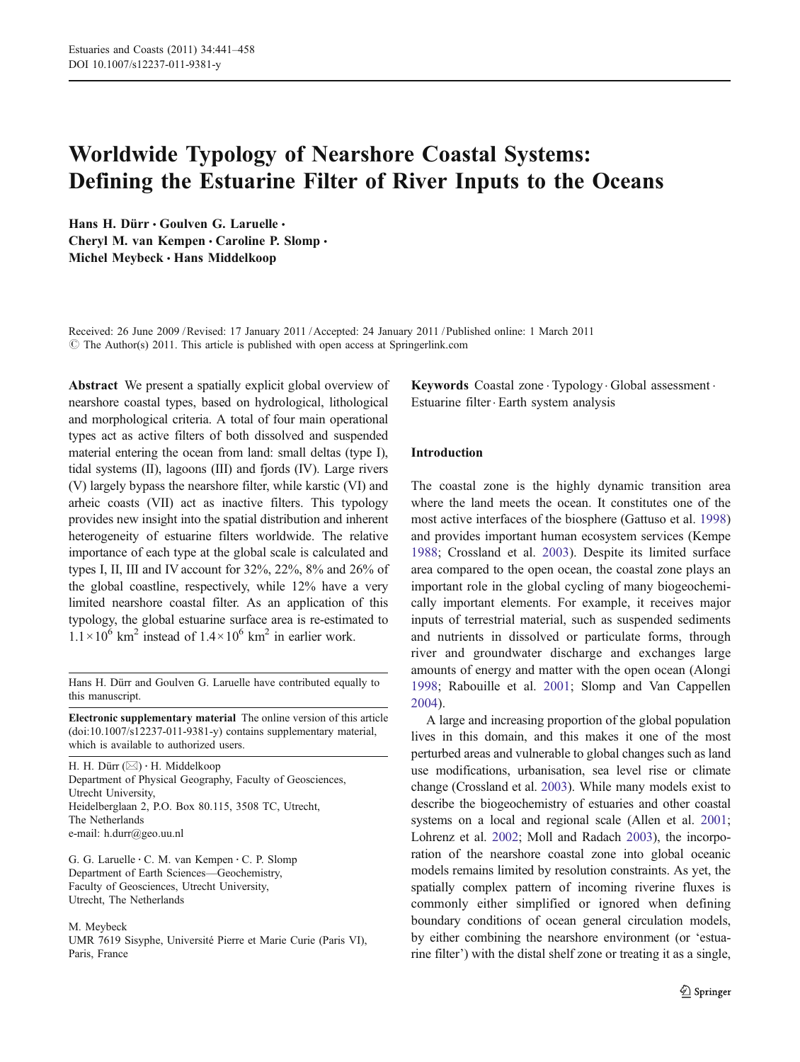# Worldwide Typology of Nearshore Coastal Systems: Defining the Estuarine Filter of River Inputs to the Oceans

**Hans H. Dürr · Goulven G. Laruelle · Cheryl M. van Kempen · Caroline P. Slomp · Michel Meybeck · Hans Middelkoop**

Received: 26 June 2009 / Revised: 17 January 2011 / Accepted: 24 January 2011 / Published online: 1 March 2011
© The Author(s) 2011. This article is published with open access at Springerlink.com

**Abstract** We present a spatially explicit global overview of nearshore coastal types, based on hydrological, lithological and morphological criteria. A total of four main operational types act as active filters of both dissolved and suspended material entering the ocean from land: small deltas (type I), tidal systems (II), lagoons (III) and fjords (IV). Large rivers (V) largely bypass the nearshore filter, while karstic (VI) and arheic coasts (VII) act as inactive filters. This typology provides new insight into the spatial distribution and inherent heterogeneity of estuarine filters worldwide. The relative importance of each type at the global scale is calculated and types I, II, III and IV account for 32%, 22%, 8% and 26% of the global coastline, respectively, while 12% have a very limited nearshore coastal filter. As an application of this typology, the global estuarine surface area is re-estimated to $1.1\times10^6$ km$^2$ instead of $1.4\times10^6$ km$^2$ in earlier work.

Hans H. Dürr and Goulven G. Laruelle have contributed equally to this manuscript.

**Electronic supplementary material** The online version of this article (doi:10.1007/s12237-011-9381-y) contains supplementary material, which is available to authorized users.

H. H. Dürr (✉) · H. Middelkoop
Department of Physical Geography, Faculty of Geosciences, Utrecht University,
Heidelberglaan 2, P.O. Box 80.115, 3508 TC, Utrecht, The Netherlands
e-mail: h.durr@geo.uu.nl

G. G. Laruelle · C. M. van Kempen · C. P. Slomp
Department of Earth Sciences—Geochemistry, Faculty of Geosciences, Utrecht University, Utrecht, The Netherlands

M. Meybeck
UMR 7619 Sisyphe, Université Pierre et Marie Curie (Paris VI), Paris, France

**Keywords** Coastal zone · Typology · Global assessment · Estuarine filter · Earth system analysis

## Introduction

The coastal zone is the highly dynamic transition area where the land meets the ocean. It constitutes one of the most active interfaces of the biosphere (Gattuso et al. 1998) and provides important human ecosystem services (Kempe 1988; Crossland et al. 2003). Despite its limited surface area compared to the open ocean, the coastal zone plays an important role in the global cycling of many biogeochemically important elements. For example, it receives major inputs of terrestrial material, such as suspended sediments and nutrients in dissolved or particulate forms, through river and groundwater discharge and exchanges large amounts of energy and matter with the open ocean (Alongi 1998; Rabouille et al. 2001; Slomp and Van Cappellen 2004).

A large and increasing proportion of the global population lives in this domain, and this makes it one of the most perturbed areas and vulnerable to global changes such as land use modifications, urbanisation, sea level rise or climate change (Crossland et al. 2003). While many models exist to describe the biogeochemistry of estuaries and other coastal systems on a local and regional scale (Allen et al. 2001; Lohrenz et al. 2002; Moll and Radach 2003), the incorporation of the nearshore coastal zone into global oceanic models remains limited by resolution constraints. As yet, the spatially complex pattern of incoming riverine fluxes is commonly either simplified or ignored when defining boundary conditions of ocean general circulation models, by either combining the nearshore environment (or 'estuarine filter') with the distal shelf zone or treating it as a single,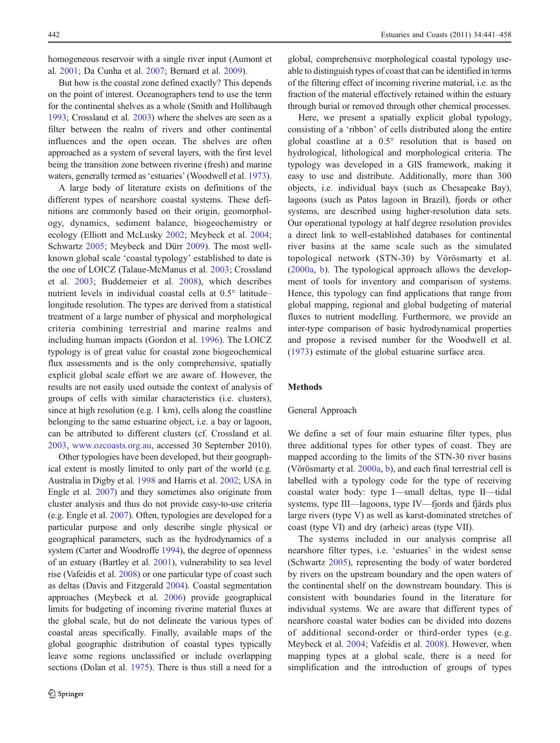homogeneous reservoir with a single river input (Aumont et al. 2001; Da Cunha et al. 2007; Bernard et al. 2009).

But how is the coastal zone defined exactly? This depends on the point of interest. Oceanographers tend to use the term for the continental shelves as a whole (Smith and Hollibaugh 1993; Crossland et al. 2003) where the shelves are seen as a filter between the realm of rivers and other continental influences and the open ocean. The shelves are often approached as a system of several layers, with the first level being the transition zone between riverine (fresh) and marine waters, generally termed as 'estuaries' (Woodwell et al. 1973).

A large body of literature exists on definitions of the different types of nearshore coastal systems. These definitions are commonly based on their origin, geomorphology, dynamics, sediment balance, biogeochemistry or ecology (Elliott and McLusky 2002; Meybeck et al. 2004; Schwartz 2005; Meybeck and Dürr 2009). The most well-known global scale 'coastal typology' established to date is the one of LOICZ (Talaue-McManus et al. 2003; Crossland et al. 2003; Buddemeier et al. 2008), which describes nutrient levels in individual coastal cells at 0.5° latitude–longitude resolution. The types are derived from a statistical treatment of a large number of physical and morphological criteria combining terrestrial and marine realms and including human impacts (Gordon et al. 1996). The LOICZ typology is of great value for coastal zone biogeochemical flux assessments and is the only comprehensive, spatially explicit global scale effort we are aware of. However, the results are not easily used outside the context of analysis of groups of cells with similar characteristics (i.e. clusters), since at high resolution (e.g. 1 km), cells along the coastline belonging to the same estuarine object, i.e. a bay or lagoon, can be attributed to different clusters (cf. Crossland et al. 2003, www.ozcoasts.org.au, accessed 30 September 2010).

Other typologies have been developed, but their geographical extent is mostly limited to only part of the world (e.g. Australia in Digby et al. 1998 and Harris et al. 2002; USA in Engle et al. 2007) and they sometimes also originate from cluster analysis and thus do not provide easy-to-use criteria (e.g. Engle et al. 2007). Often, typologies are developed for a particular purpose and only describe single physical or geographical parameters, such as the hydrodynamics of a system (Carter and Woodroffe 1994), the degree of openness of an estuary (Bartley et al. 2001), vulnerability to sea level rise (Vafeidis et al. 2008) or one particular type of coast such as deltas (Davis and Fitzgerald 2004). Coastal segmentation approaches (Meybeck et al. 2006) provide geographical limits for budgeting of incoming riverine material fluxes at the global scale, but do not delineate the various types of coastal areas specifically. Finally, available maps of the global geographic distribution of coastal types typically leave some regions unclassified or include overlapping sections (Dolan et al. 1975). There is thus still a need for a global, comprehensive morphological coastal typology useable to distinguish types of coast that can be identified in terms of the filtering effect of incoming riverine material, i.e. as the fraction of the material effectively retained within the estuary through burial or removed through other chemical processes.

Here, we present a spatially explicit global typology, consisting of a 'ribbon' of cells distributed along the entire global coastline at a 0.5° resolution that is based on hydrological, lithological and morphological criteria. The typology was developed in a GIS framework, making it easy to use and distribute. Additionally, more than 300 objects, i.e. individual bays (such as Chesapeake Bay), lagoons (such as Patos lagoon in Brazil), fjords or other systems, are described using higher-resolution data sets. Our operational typology at half degree resolution provides a direct link to well-established databases for continental river basins at the same scale such as the simulated topological network (STN-30) by Vörösmarty et al. (2000a, b). The typological approach allows the development of tools for inventory and comparison of systems. Hence, this typology can find applications that range from global mapping, regional and global budgeting of material fluxes to nutrient modelling. Furthermore, we provide an inter-type comparison of basic hydrodynamical properties and propose a revised number for the Woodwell et al. (1973) estimate of the global estuarine surface area.

## Methods

### General Approach

We define a set of four main estuarine filter types, plus three additional types for other types of coast. They are mapped according to the limits of the STN-30 river basins (Vörösmarty et al. 2000a, b), and each final terrestrial cell is labelled with a typology code for the type of receiving coastal water body: type I—small deltas, type II—tidal systems, type III—lagoons, type IV—fjords and fjärds plus large rivers (type V) as well as karst-dominated stretches of coast (type VI) and dry (arheic) areas (type VII).

The systems included in our analysis comprise all nearshore filter types, i.e. 'estuaries' in the widest sense (Schwartz 2005), representing the body of water bordered by rivers on the upstream boundary and the open waters of the continental shelf on the downstream boundary. This is consistent with boundaries found in the literature for individual systems. We are aware that different types of nearshore coastal water bodies can be divided into dozens of additional second-order or third-order types (e.g. Meybeck et al. 2004; Vafeidis et al. 2008). However, when mapping types at a global scale, there is a need for simplification and the introduction of groups of types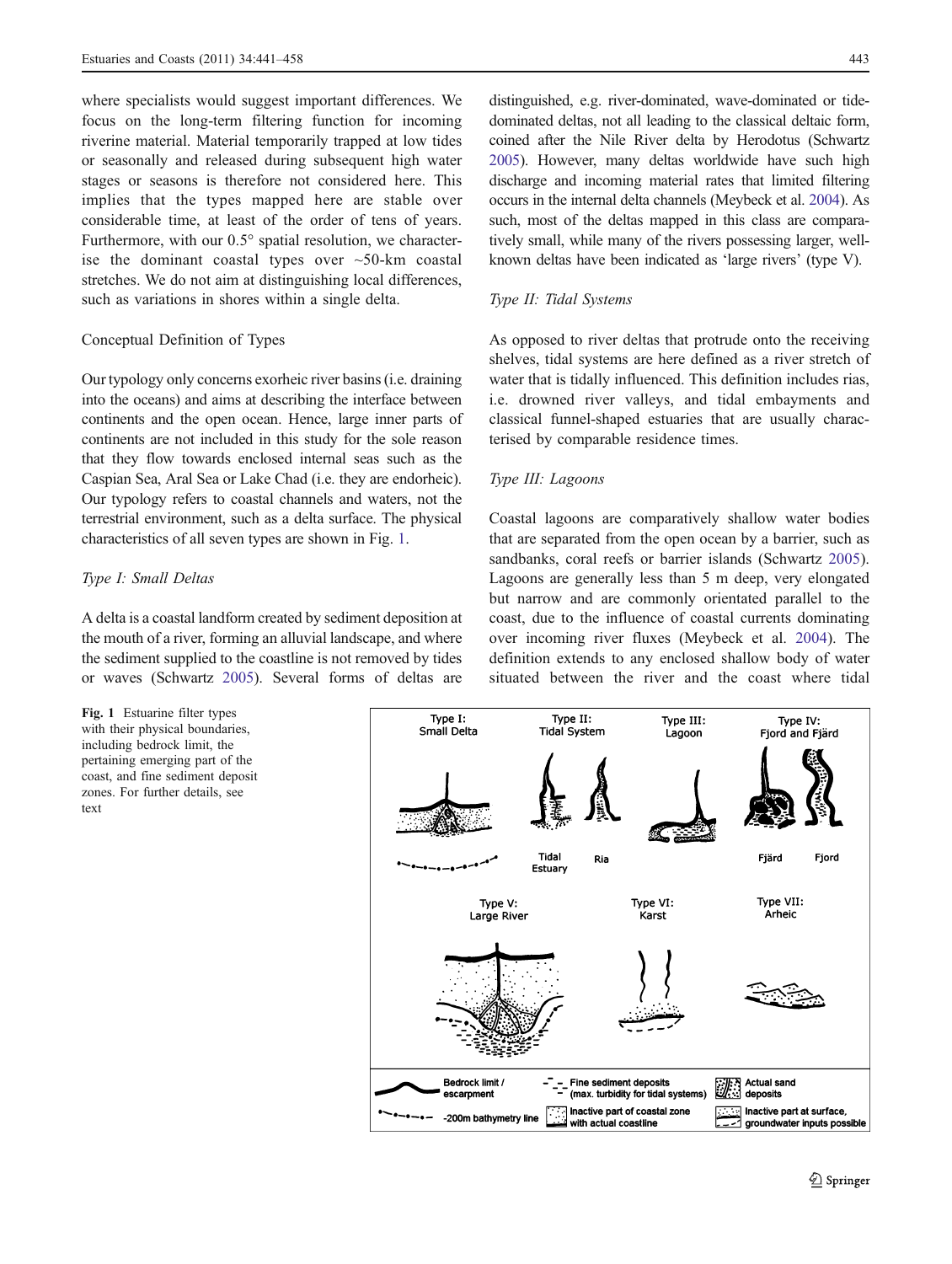where specialists would suggest important differences. We focus on the long-term filtering function for incoming riverine material. Material temporarily trapped at low tides or seasonally and released during subsequent high water stages or seasons is therefore not considered here. This implies that the types mapped here are stable over considerable time, at least of the order of tens of years. Furthermore, with our 0.5° spatial resolution, we characterise the dominant coastal types over ~50-km coastal stretches. We do not aim at distinguishing local differences, such as variations in shores within a single delta.

## Conceptual Definition of Types

Our typology only concerns exorheic river basins (i.e. draining into the oceans) and aims at describing the interface between continents and the open ocean. Hence, large inner parts of continents are not included in this study for the sole reason that they flow towards enclosed internal seas such as the Caspian Sea, Aral Sea or Lake Chad (i.e. they are endorheic). Our typology refers to coastal channels and waters, not the terrestrial environment, such as a delta surface. The physical characteristics of all seven types are shown in Fig. 1.

### *Type I: Small Deltas*

A delta is a coastal landform created by sediment deposition at the mouth of a river, forming an alluvial landscape, and where the sediment supplied to the coastline is not removed by tides or waves (Schwartz 2005). Several forms of deltas are distinguished, e.g. river-dominated, wave-dominated or tide-dominated deltas, not all leading to the classical deltaic form, coined after the Nile River delta by Herodotus (Schwartz 2005). However, many deltas worldwide have such high discharge and incoming material rates that limited filtering occurs in the internal delta channels (Meybeck et al. 2004). As such, most of the deltas mapped in this class are comparatively small, while many of the rivers possessing larger, well-known deltas have been indicated as 'large rivers' (type V).

### *Type II: Tidal Systems*

As opposed to river deltas that protrude onto the receiving shelves, tidal systems are here defined as a river stretch of water that is tidally influenced. This definition includes rias, i.e. drowned river valleys, and tidal embayments and classical funnel-shaped estuaries that are usually characterised by comparable residence times.

### *Type III: Lagoons*

Coastal lagoons are comparatively shallow water bodies that are separated from the open ocean by a barrier, such as sandbanks, coral reefs or barrier islands (Schwartz 2005). Lagoons are generally less than 5 m deep, very elongated but narrow and are commonly orientated parallel to the coast, due to the influence of coastal currents dominating over incoming river fluxes (Meybeck et al. 2004). The definition extends to any enclosed shallow body of water situated between the river and the coast where tidal

**Fig. 1** Estuarine filter types with their physical boundaries, including bedrock limit, the pertaining emerging part of the coast, and fine sediment deposit zones. For further details, see text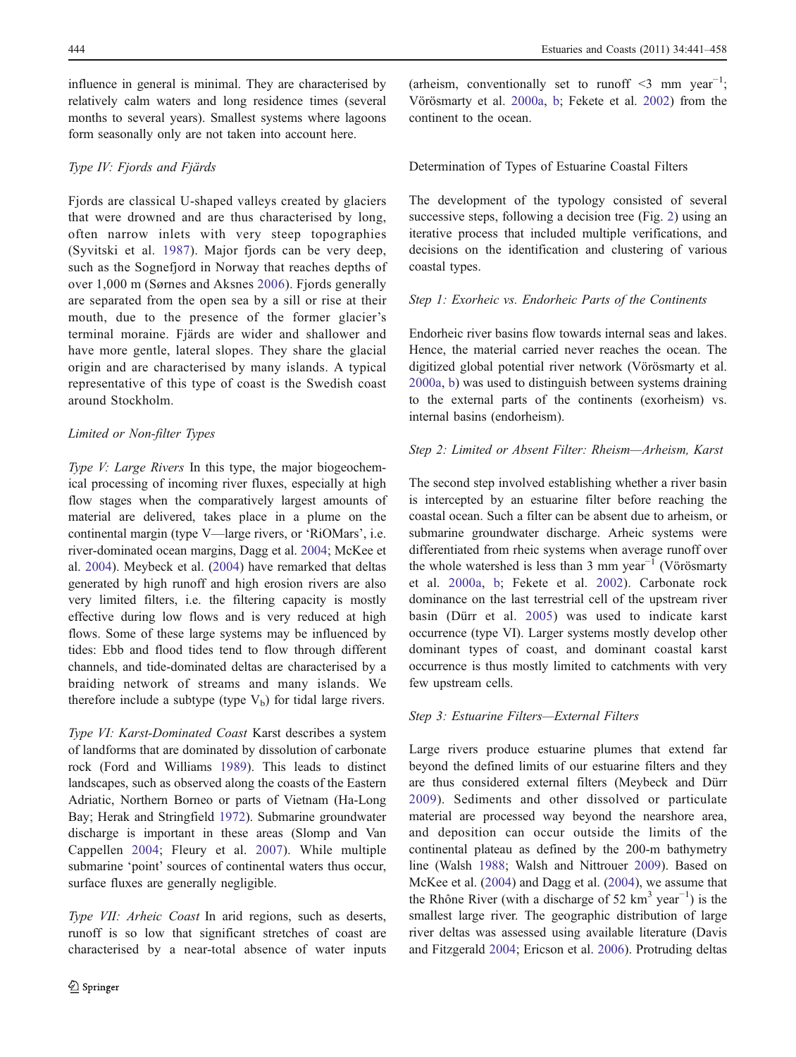influence in general is minimal. They are characterised by relatively calm waters and long residence times (several months to several years). Smallest systems where lagoons form seasonally only are not taken into account here.

*Type IV: Fjords and Fjärds*

Fjords are classical U-shaped valleys created by glaciers that were drowned and are thus characterised by long, often narrow inlets with very steep topographies (Syvitski et al. 1987). Major fjords can be very deep, such as the Sognefjord in Norway that reaches depths of over 1,000 m (Sørnes and Aksnes 2006). Fjords generally are separated from the open sea by a sill or rise at their mouth, due to the presence of the former glacier's terminal moraine. Fjärds are wider and shallower and have more gentle, lateral slopes. They share the glacial origin and are characterised by many islands. A typical representative of this type of coast is the Swedish coast around Stockholm.

*Limited or Non-filter Types*

*Type V: Large Rivers* In this type, the major biogeochemical processing of incoming river fluxes, especially at high flow stages when the comparatively largest amounts of material are delivered, takes place in a plume on the continental margin (type V—large rivers, or 'RiOMars', i.e. river-dominated ocean margins, Dagg et al. 2004; McKee et al. 2004). Meybeck et al. (2004) have remarked that deltas generated by high runoff and high erosion rivers are also very limited filters, i.e. the filtering capacity is mostly effective during low flows and is very reduced at high flows. Some of these large systems may be influenced by tides: Ebb and flood tides tend to flow through different channels, and tide-dominated deltas are characterised by a braiding network of streams and many islands. We therefore include a subtype (type $V_b$) for tidal large rivers.

*Type VI: Karst-Dominated Coast* Karst describes a system of landforms that are dominated by dissolution of carbonate rock (Ford and Williams 1989). This leads to distinct landscapes, such as observed along the coasts of the Eastern Adriatic, Northern Borneo or parts of Vietnam (Ha-Long Bay; Herak and Stringfield 1972). Submarine groundwater discharge is important in these areas (Slomp and Van Cappellen 2004; Fleury et al. 2007). While multiple submarine 'point' sources of continental waters thus occur, surface fluxes are generally negligible.

*Type VII: Arheic Coast* In arid regions, such as deserts, runoff is so low that significant stretches of coast are characterised by a near-total absence of water inputs (arheism, conventionally set to runoff <3 mm year$^{-1}$; Vörösmarty et al. 2000a, b; Fekete et al. 2002) from the continent to the ocean.

## Determination of Types of Estuarine Coastal Filters

The development of the typology consisted of several successive steps, following a decision tree (Fig. 2) using an iterative process that included multiple verifications, and decisions on the identification and clustering of various coastal types.

*Step 1: Exorheic vs. Endorheic Parts of the Continents*

Endorheic river basins flow towards internal seas and lakes. Hence, the material carried never reaches the ocean. The digitized global potential river network (Vörösmarty et al. 2000a, b) was used to distinguish between systems draining to the external parts of the continents (exorheism) vs. internal basins (endorheism).

*Step 2: Limited or Absent Filter: Rheism—Arheism, Karst*

The second step involved establishing whether a river basin is intercepted by an estuarine filter before reaching the coastal ocean. Such a filter can be absent due to arheism, or submarine groundwater discharge. Arheic systems were differentiated from rheic systems when average runoff over the whole watershed is less than 3 mm year$^{-1}$ (Vörösmarty et al. 2000a, b; Fekete et al. 2002). Carbonate rock dominance on the last terrestrial cell of the upstream river basin (Dürr et al. 2005) was used to indicate karst occurrence (type VI). Larger systems mostly develop other dominant types of coast, and dominant coastal karst occurrence is thus mostly limited to catchments with very few upstream cells.

*Step 3: Estuarine Filters—External Filters*

Large rivers produce estuarine plumes that extend far beyond the defined limits of our estuarine filters and they are thus considered external filters (Meybeck and Dürr 2009). Sediments and other dissolved or particulate material are processed way beyond the nearshore area, and deposition can occur outside the limits of the continental plateau as defined by the 200-m bathymetry line (Walsh 1988; Walsh and Nittrouer 2009). Based on McKee et al. (2004) and Dagg et al. (2004), we assume that the Rhône River (with a discharge of 52 km$^3$ year$^{-1}$) is the smallest large river. The geographic distribution of large river deltas was assessed using available literature (Davis and Fitzgerald 2004; Ericson et al. 2006). Protruding deltas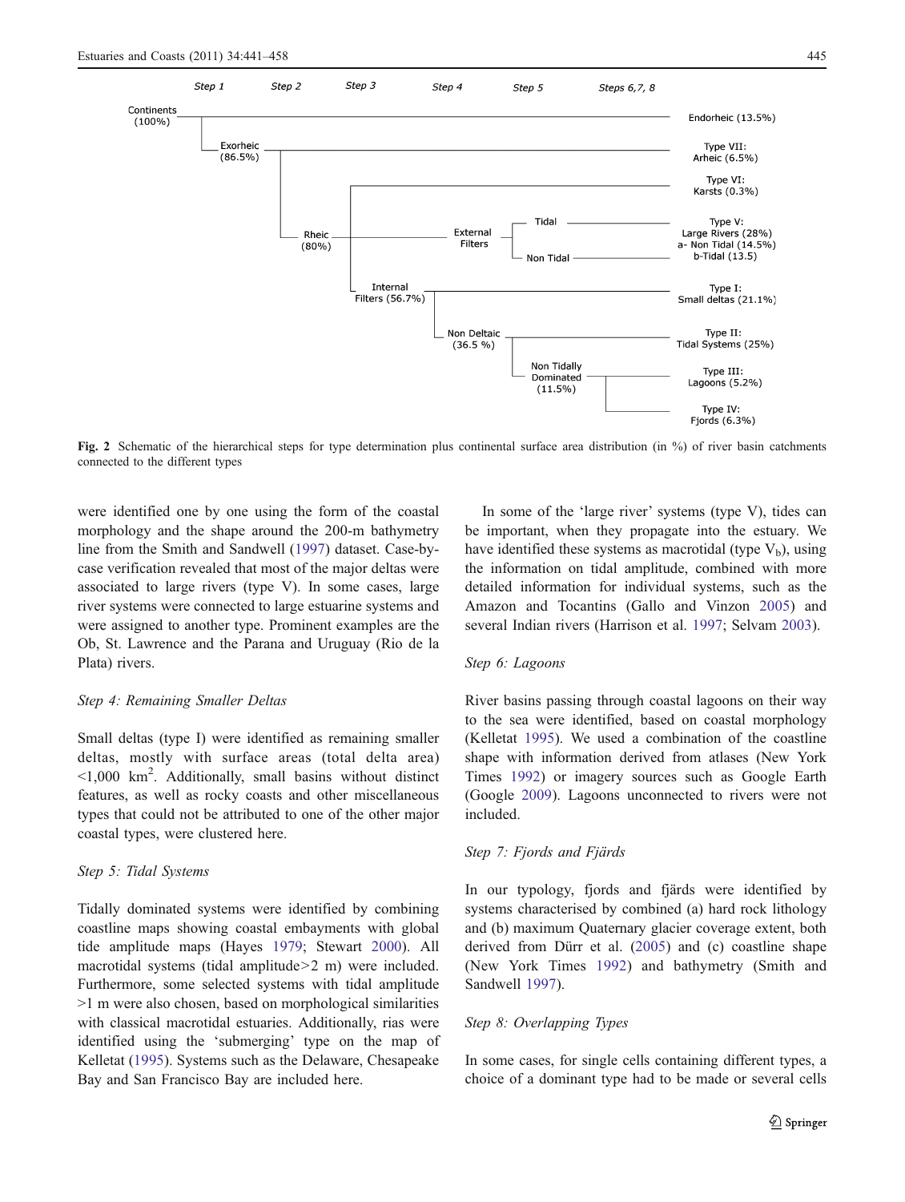Fig. 2 Schematic of the hierarchical steps for type determination plus continental surface area distribution (in %) of river basin catchments connected to the different types

were identified one by one using the form of the coastal morphology and the shape around the 200-m bathymetry line from the Smith and Sandwell (1997) dataset. Case-by-case verification revealed that most of the major deltas were associated to large rivers (type V). In some cases, large river systems were connected to large estuarine systems and were assigned to another type. Prominent examples are the Ob, St. Lawrence and the Parana and Uruguay (Rio de la Plata) rivers.

*Step 4: Remaining Smaller Deltas*

Small deltas (type I) were identified as remaining smaller deltas, mostly with surface areas (total delta area) <1,000 $km^2$. Additionally, small basins without distinct features, as well as rocky coasts and other miscellaneous types that could not be attributed to one of the other major coastal types, were clustered here.

*Step 5: Tidal Systems*

Tidally dominated systems were identified by combining coastline maps showing coastal embayments with global tide amplitude maps (Hayes 1979; Stewart 2000). All macrotidal systems (tidal amplitude>2 m) were included. Furthermore, some selected systems with tidal amplitude >1 m were also chosen, based on morphological similarities with classical macrotidal estuaries. Additionally, rias were identified using the 'submerging' type on the map of Kelletat (1995). Systems such as the Delaware, Chesapeake Bay and San Francisco Bay are included here.

In some of the 'large river' systems (type V), tides can be important, when they propagate into the estuary. We have identified these systems as macrotidal (type $V_b$), using the information on tidal amplitude, combined with more detailed information for individual systems, such as the Amazon and Tocantins (Gallo and Vinzon 2005) and several Indian rivers (Harrison et al. 1997; Selvam 2003).

*Step 6: Lagoons*

River basins passing through coastal lagoons on their way to the sea were identified, based on coastal morphology (Kelletat 1995). We used a combination of the coastline shape with information derived from atlases (New York Times 1992) or imagery sources such as Google Earth (Google 2009). Lagoons unconnected to rivers were not included.

*Step 7: Fjords and Fjärds*

In our typology, fjords and fjärds were identified by systems characterised by combined (a) hard rock lithology and (b) maximum Quaternary glacier coverage extent, both derived from Dürr et al. (2005) and (c) coastline shape (New York Times 1992) and bathymetry (Smith and Sandwell 1997).

*Step 8: Overlapping Types*

In some cases, for single cells containing different types, a choice of a dominant type had to be made or several cells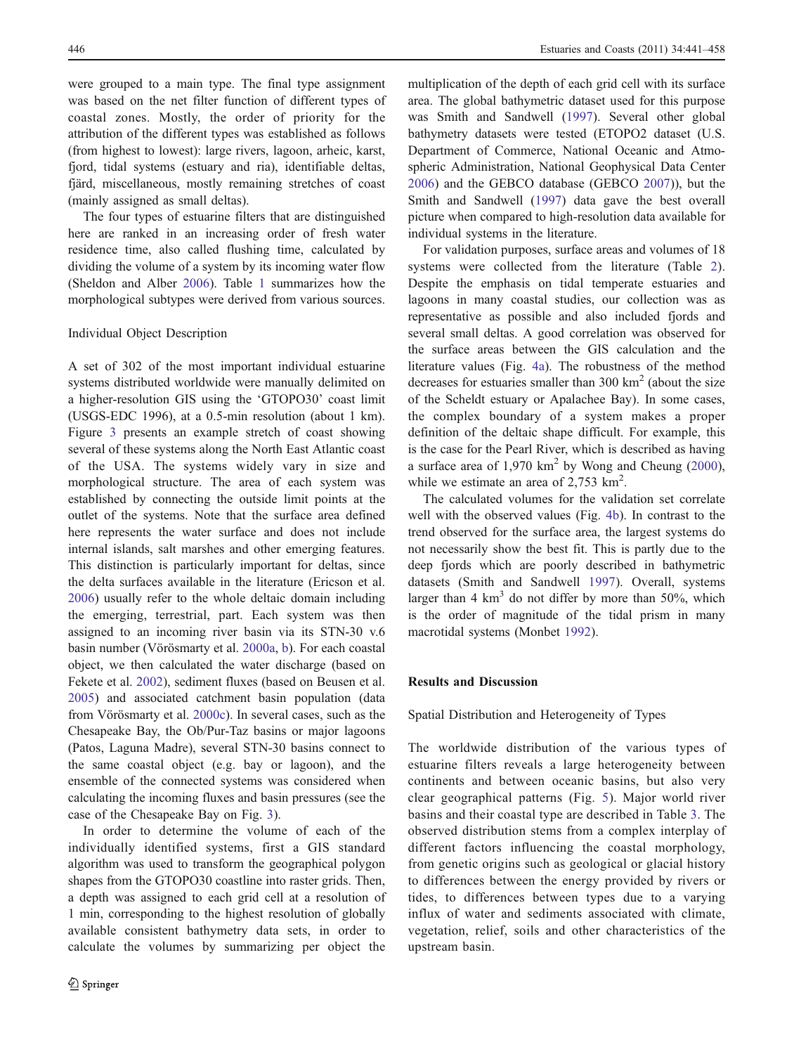were grouped to a main type. The final type assignment was based on the net filter function of different types of coastal zones. Mostly, the order of priority for the attribution of the different types was established as follows (from highest to lowest): large rivers, lagoon, arheic, karst, fjord, tidal systems (estuary and ria), identifiable deltas, fjärd, miscellaneous, mostly remaining stretches of coast (mainly assigned as small deltas).

The four types of estuarine filters that are distinguished here are ranked in an increasing order of fresh water residence time, also called flushing time, calculated by dividing the volume of a system by its incoming water flow (Sheldon and Alber 2006). Table 1 summarizes how the morphological subtypes were derived from various sources.

### Individual Object Description

A set of 302 of the most important individual estuarine systems distributed worldwide were manually delimited on a higher-resolution GIS using the 'GTOPO30' coast limit (USGS-EDC 1996), at a 0.5-min resolution (about 1 km). Figure 3 presents an example stretch of coast showing several of these systems along the North East Atlantic coast of the USA. The systems widely vary in size and morphological structure. The area of each system was established by connecting the outside limit points at the outlet of the systems. Note that the surface area defined here represents the water surface and does not include internal islands, salt marshes and other emerging features. This distinction is particularly important for deltas, since the delta surfaces available in the literature (Ericson et al. 2006) usually refer to the whole deltaic domain including the emerging, terrestrial, part. Each system was then assigned to an incoming river basin via its STN-30 v.6 basin number (Vörösmarty et al. 2000a, b). For each coastal object, we then calculated the water discharge (based on Fekete et al. 2002), sediment fluxes (based on Beusen et al. 2005) and associated catchment basin population (data from Vörösmarty et al. 2000c). In several cases, such as the Chesapeake Bay, the Ob/Pur-Taz basins or major lagoons (Patos, Laguna Madre), several STN-30 basins connect to the same coastal object (e.g. bay or lagoon), and the ensemble of the connected systems was considered when calculating the incoming fluxes and basin pressures (see the case of the Chesapeake Bay on Fig. 3).

In order to determine the volume of each of the individually identified systems, first a GIS standard algorithm was used to transform the geographical polygon shapes from the GTOPO30 coastline into raster grids. Then, a depth was assigned to each grid cell at a resolution of 1 min, corresponding to the highest resolution of globally available consistent bathymetry data sets, in order to calculate the volumes by summarizing per object the multiplication of the depth of each grid cell with its surface area. The global bathymetric dataset used for this purpose was Smith and Sandwell (1997). Several other global bathymetry datasets were tested (ETOPO2 dataset (U.S. Department of Commerce, National Oceanic and Atmospheric Administration, National Geophysical Data Center 2006) and the GEBCO database (GEBCO 2007)), but the Smith and Sandwell (1997) data gave the best overall picture when compared to high-resolution data available for individual systems in the literature.

For validation purposes, surface areas and volumes of 18 systems were collected from the literature (Table 2). Despite the emphasis on tidal temperate estuaries and lagoons in many coastal studies, our collection was as representative as possible and also included fjords and several small deltas. A good correlation was observed for the surface areas between the GIS calculation and the literature values (Fig. 4a). The robustness of the method decreases for estuaries smaller than 300 km$^2$ (about the size of the Scheldt estuary or Apalachee Bay). In some cases, the complex boundary of a system makes a proper definition of the deltaic shape difficult. For example, this is the case for the Pearl River, which is described as having a surface area of 1,970 km$^2$ by Wong and Cheung (2000), while we estimate an area of 2,753 km$^2$.

The calculated volumes for the validation set correlate well with the observed values (Fig. 4b). In contrast to the trend observed for the surface area, the largest systems do not necessarily show the best fit. This is partly due to the deep fjords which are poorly described in bathymetric datasets (Smith and Sandwell 1997). Overall, systems larger than 4 km$^3$ do not differ by more than 50%, which is the order of magnitude of the tidal prism in many macrotidal systems (Monbet 1992).

## Results and Discussion

### Spatial Distribution and Heterogeneity of Types

The worldwide distribution of the various types of estuarine filters reveals a large heterogeneity between continents and between oceanic basins, but also very clear geographical patterns (Fig. 5). Major world river basins and their coastal type are described in Table 3. The observed distribution stems from a complex interplay of different factors influencing the coastal morphology, from genetic origins such as geological or glacial history to differences between the energy provided by rivers or tides, to differences between types due to a varying influx of water and sediments associated with climate, vegetation, relief, soils and other characteristics of the upstream basin.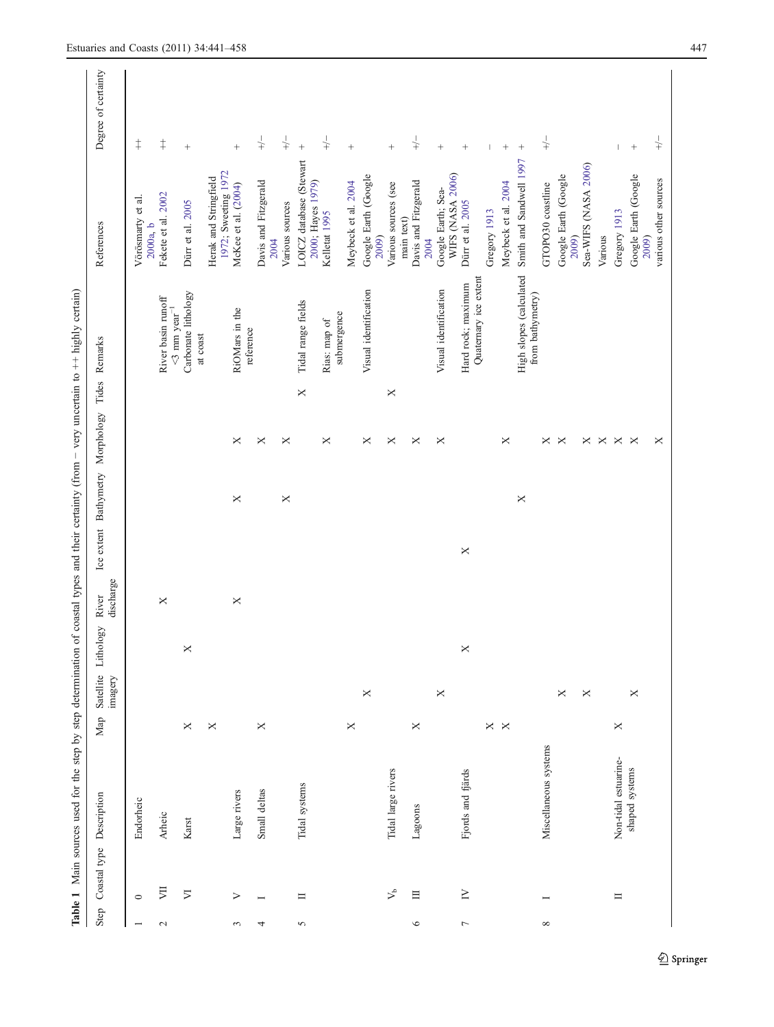**Table 1** Main sources used for the step by step determination of coastal types and their certainty (from − very uncertain to ++ highly certain)

| Step | Coastal type | Description | Map | Satellite imagery | Lithology | River discharge | Ice extent | Bathymetry | Morphology | Tides | Remarks | References | Degree of certainty |
|---|---|---|---|---|---|---|---|---|---|---|---|---|---|
| 1 | 0 | Endorheic | | | | | | | | | | Vörösmarty et al. 2000a, b | ++ |
| 2 | VII | Arheic | | | | X | | | | | River basin runoff <3 mm $year^{-1}$ | Fekete et al. 2002 | ++ |
| | VI | Karst | X | | X | | | | | | Carbonate lithology at coast | Dürr et al. 2005 | + |
| | | | X | | | | | | | | | Herak and Stringfield 1972; Sweeting 1972 | |
| 3 | V | Large rivers | | | | X | | X | X | | RiOMars in the reference | McKee et al. (2004) | + |
| 4 | I | Small deltas | X | | | | | | X | | | Davis and Fitzgerald 2004 | +/− |
| | | | | | | | | X | X | | | Various sources | +/− |
| 5 | II | Tidal systems | | | | | | | | X | Tidal range fields | LOICZ database (Stewart 2000; Hayes 1979) | + |
| | | | | | | | | | X | | Rias: map of submergence | Kelletat 1995 | +/− |
| | | | X | | | | | | | | | Meybeck et al. 2004 | + |
| | | | | X | | | | | X | | Visual identification | Google Earth (Google 2009) | |
| | $V_b$ | Tidal large rivers | | | | | | | X | X | | Various sources (see main text) | + |
| 6 | III | Lagoons | X | | | | | | X | | | Davis and Fitzgerald 2004 | +/− |
| | | | | X | | | | | X | | Visual identification | Google Earth; Sea-WIFS (NASA 2006) | + |
| 7 | IV | Fjords and fjärds | | | X | | X | | | | Hard rock; maximum Quaternary ice extent | Dürr et al. 2005 | + |
| | | | X | | | | | | | | | Gregory 1913 | − |
| | | | X | | | | | | X | | | Meybeck et al. 2004 | + |
| | | | | | | | | X | | | High slopes (calculated from bathymetry) | Smith and Sandwell 1997 | + |
| 8 | I | Miscellaneous systems | | | | | | | X | | | GTOPO30 coastline | +/− |
| | | | | X | | | | | X | | | Google Earth (Google 2009) | |
| | | | | X | | | | | X | | | Sea-WIFS (NASA 2006) | |
| | | | | | | | | | X | | | Various | |
| | II | Non-tidal estuarine-shaped systems | X | | | | | | X | | | Gregory 1913 | − |
| | | | | X | | | | | X | | | Google Earth (Google 2009) | + |
| | | | | | | | | | X | | | various other sources | +/− |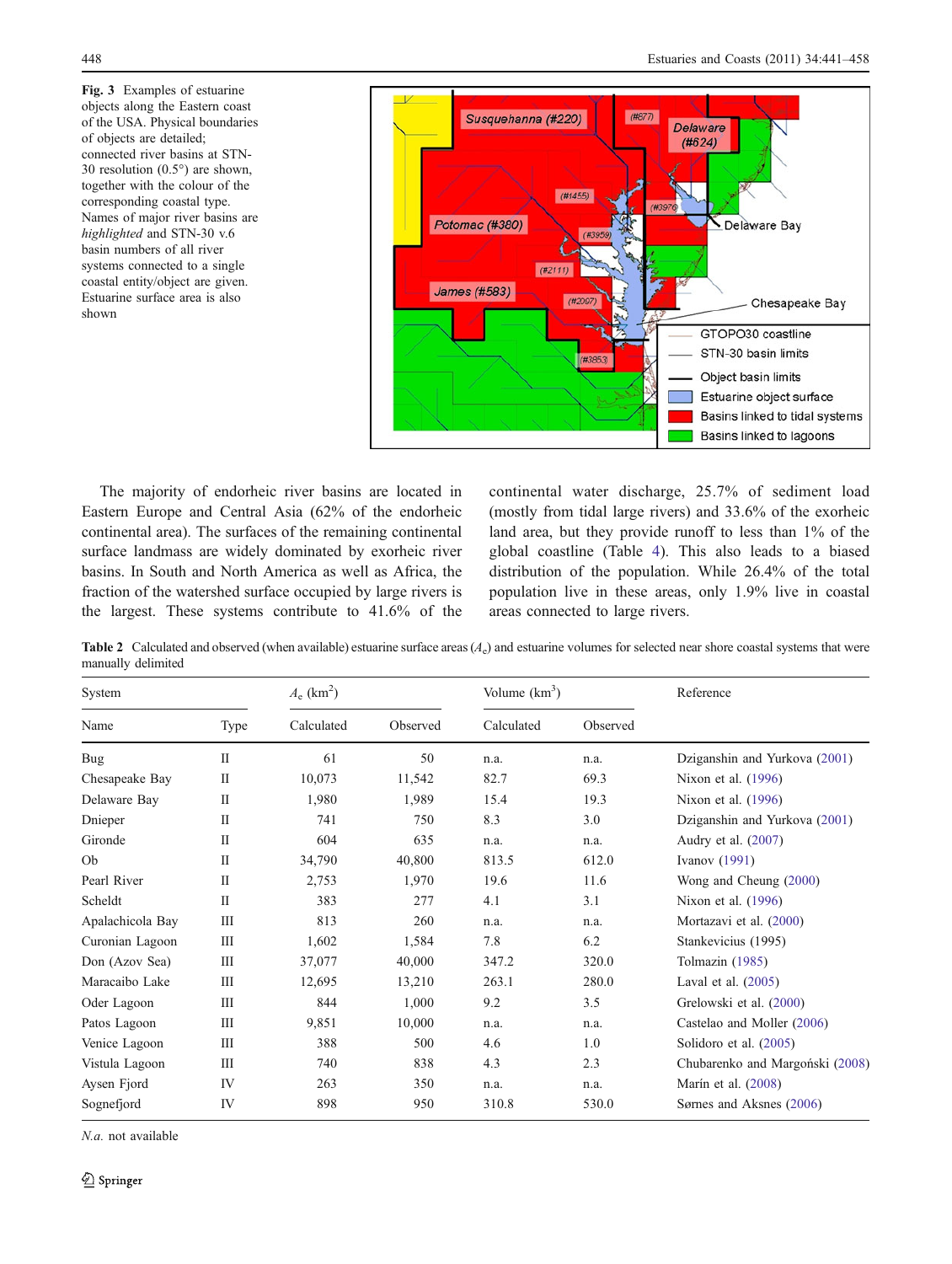**Fig. 3** Examples of estuarine objects along the Eastern coast of the USA. Physical boundaries of objects are detailed; connected river basins at STN-30 resolution (0.5°) are shown, together with the colour of the corresponding coastal type. Names of major river basins are *highlighted* and STN-30 v.6 basin numbers of all river systems connected to a single coastal entity/object are given. Estuarine surface area is also shown

The majority of endorheic river basins are located in Eastern Europe and Central Asia (62% of the endorheic continental area). The surfaces of the remaining continental surface landmass are widely dominated by exorheic river basins. In South and North America as well as Africa, the fraction of the watershed surface occupied by large rivers is the largest. These systems contribute to 41.6% of the continental water discharge, 25.7% of sediment load (mostly from tidal large rivers) and 33.6% of the exorheic land area, but they provide runoff to less than 1% of the global coastline (Table 4). This also leads to a biased distribution of the population. While 26.4% of the total population live in these areas, only 1.9% live in coastal areas connected to large rivers.

**Table 2** Calculated and observed (when available) estuarine surface areas ($A_c$) and estuarine volumes for selected near shore coastal systems that were manually delimited

| System | | $A_c$ (km$^2$) | | Volume (km$^3$) | | Reference |
|---|---|---|---|---|---|---|
| Name | Type | Calculated | Observed | Calculated | Observed | |
| Bug | II | 61 | 50 | n.a. | n.a. | Dziganshin and Yurkova (2001) |
| Chesapeake Bay | II | 10,073 | 11,542 | 82.7 | 69.3 | Nixon et al. (1996) |
| Delaware Bay | II | 1,980 | 1,989 | 15.4 | 19.3 | Nixon et al. (1996) |
| Dnieper | II | 741 | 750 | 8.3 | 3.0 | Dziganshin and Yurkova (2001) |
| Gironde | II | 604 | 635 | n.a. | n.a. | Audry et al. (2007) |
| Ob | II | 34,790 | 40,800 | 813.5 | 612.0 | Ivanov (1991) |
| Pearl River | II | 2,753 | 1,970 | 19.6 | 11.6 | Wong and Cheung (2000) |
| Scheldt | II | 383 | 277 | 4.1 | 3.1 | Nixon et al. (1996) |
| Apalachicola Bay | III | 813 | 260 | n.a. | n.a. | Mortazavi et al. (2000) |
| Curonian Lagoon | III | 1,602 | 1,584 | 7.8 | 6.2 | Stankevicius (1995) |
| Don (Azov Sea) | III | 37,077 | 40,000 | 347.2 | 320.0 | Tolmazin (1985) |
| Maracaibo Lake | III | 12,695 | 13,210 | 263.1 | 280.0 | Laval et al. (2005) |
| Oder Lagoon | III | 844 | 1,000 | 9.2 | 3.5 | Grelowski et al. (2000) |
| Patos Lagoon | III | 9,851 | 10,000 | n.a. | n.a. | Castelao and Moller (2006) |
| Venice Lagoon | III | 388 | 500 | 4.6 | 1.0 | Solidoro et al. (2005) |
| Vistula Lagoon | III | 740 | 838 | 4.3 | 2.3 | Chubarenko and Margoński (2008) |
| Aysen Fjord | IV | 263 | 350 | n.a. | n.a. | Marín et al. (2008) |
| Sognefjord | IV | 898 | 950 | 310.8 | 530.0 | Sømes and Aksnes (2006) |

*N.a.* not available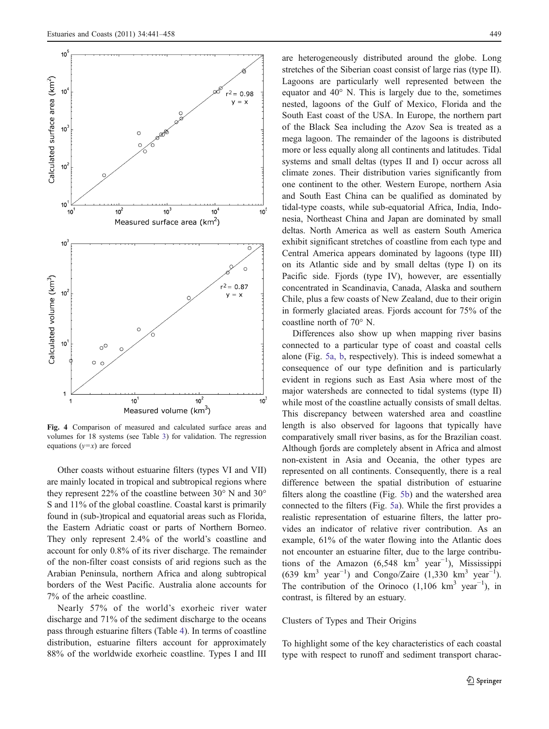Calculated surface area (km$^2$)

$10^5$

$10^4$

$10^3$

$10^2$

$10^1$

$r^2 = 0.98$

y = x

$10^1$ $10^2$ $10^3$ $10^4$ $10^5$

Measured surface area (km$^2$)

Calculated volume (km$^3$)

$10^3$

$10^2$

$10^1$

1

$r^2 = 0.87$

y = x

1 $10^1$ $10^2$ $10^3$

Measured volume (km$^3$)

**Fig. 4** Comparison of measured and calculated surface areas and volumes for 18 systems (see Table 3) for validation. The regression equations ($y=x$) are forced

Other coasts without estuarine filters (types VI and VII) are mainly located in tropical and subtropical regions where they represent 22% of the coastline between 30° N and 30° S and 11% of the global coastline. Coastal karst is primarily found in (sub-)tropical and equatorial areas such as Florida, the Eastern Adriatic coast or parts of Northern Borneo. They only represent 2.4% of the world's coastline and account for only 0.8% of its river discharge. The remainder of the non-filter coast consists of arid regions such as the Arabian Peninsula, northern Africa and along subtropical borders of the West Pacific. Australia alone accounts for 7% of the arheic coastline.

Nearly 57% of the world's exorheic river water discharge and 71% of the sediment discharge to the oceans pass through estuarine filters (Table 4). In terms of coastline distribution, estuarine filters account for approximately 88% of the worldwide exorheic coastline. Types I and III are heterogeneously distributed around the globe. Long stretches of the Siberian coast consist of large rias (type II). Lagoons are particularly well represented between the equator and 40° N. This is largely due to the, sometimes nested, lagoons of the Gulf of Mexico, Florida and the South East coast of the USA. In Europe, the northern part of the Black Sea including the Azov Sea is treated as a mega lagoon. The remainder of the lagoons is distributed more or less equally along all continents and latitudes. Tidal systems and small deltas (types II and I) occur across all climate zones. Their distribution varies significantly from one continent to the other. Western Europe, northern Asia and South East China can be qualified as dominated by tidal-type coasts, while sub-equatorial Africa, India, Indonesia, Northeast China and Japan are dominated by small deltas. North America as well as eastern South America exhibit significant stretches of coastline from each type and Central America appears dominated by lagoons (type III) on its Atlantic side and by small deltas (type I) on its Pacific side. Fjords (type IV), however, are essentially concentrated in Scandinavia, Canada, Alaska and southern Chile, plus a few coasts of New Zealand, due to their origin in formerly glaciated areas. Fjords account for 75% of the coastline north of 70° N.

Differences also show up when mapping river basins connected to a particular type of coast and coastal cells alone (Fig. 5a, b, respectively). This is indeed somewhat a consequence of our type definition and is particularly evident in regions such as East Asia where most of the major watersheds are connected to tidal systems (type II) while most of the coastline actually consists of small deltas. This discrepancy between watershed area and coastline length is also observed for lagoons that typically have comparatively small river basins, as for the Brazilian coast. Although fjords are completely absent in Africa and almost non-existent in Asia and Oceania, the other types are represented on all continents. Consequently, there is a real difference between the spatial distribution of estuarine filters along the coastline (Fig. 5b) and the watershed area connected to the filters (Fig. 5a). While the first provides a realistic representation of estuarine filters, the latter provides an indicator of relative river contribution. As an example, 61% of the water flowing into the Atlantic does not encounter an estuarine filter, due to the large contributions of the Amazon (6,548 km$^3$ year$^{-1}$), Mississippi (639 km$^3$ year$^{-1}$) and Congo/Zaire (1,330 km$^3$ year$^{-1}$). The contribution of the Orinoco (1,106 km$^3$ year$^{-1}$), in contrast, is filtered by an estuary.

## Clusters of Types and Their Origins

To highlight some of the key characteristics of each coastal type with respect to runoff and sediment transport charac-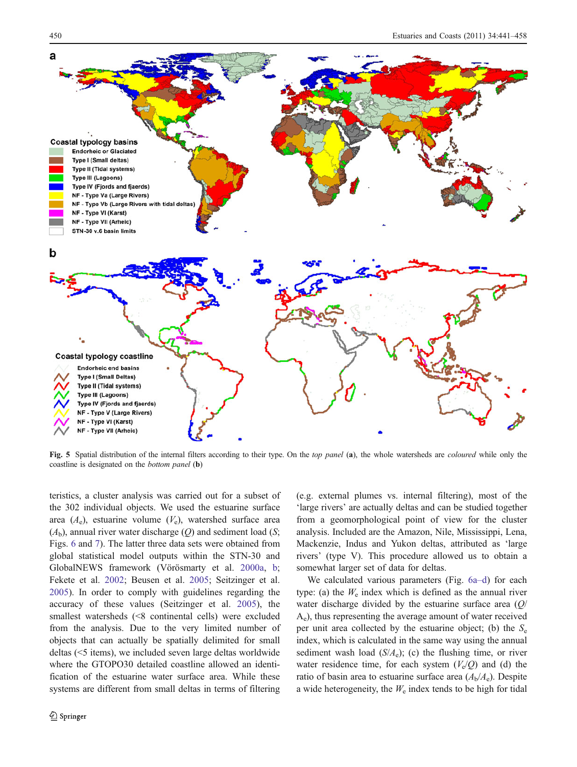**Fig. 5** Spatial distribution of the internal filters according to their type. On the *top panel* (**a**), the whole watersheds are *coloured* while only the coastline is designated on the *bottom panel* (**b**)

teristics, a cluster analysis was carried out for a subset of the 302 individual objects. We used the estuarine surface area ($A_e$), estuarine volume ($V_e$), watershed surface area ($A_b$), annual river water discharge ($Q$) and sediment load ($S$; Figs. 6 and 7). The latter three data sets were obtained from global statistical model outputs within the STN-30 and GlobalNEWS framework (Vörösmarty et al. 2000a, b; Fekete et al. 2002; Beusen et al. 2005; Seitzinger et al. 2005). In order to comply with guidelines regarding the accuracy of these values (Seitzinger et al. 2005), the smallest watersheds (<8 continental cells) were excluded from the analysis. Due to the very limited number of objects that can actually be spatially delimited for small deltas (<5 items), we included seven large deltas worldwide where the GTOPO30 detailed coastline allowed an identification of the estuarine water surface area. While these systems are different from small deltas in terms of filtering (e.g. external plumes vs. internal filtering), most of the 'large rivers' are actually deltas and can be studied together from a geomorphological point of view for the cluster analysis. Included are the Amazon, Nile, Mississippi, Lena, Mackenzie, Indus and Yukon deltas, attributed as 'large rivers' (type V). This procedure allowed us to obtain a somewhat larger set of data for deltas.

We calculated various parameters (Fig. 6a–d) for each type: (a) the $W_e$ index which is defined as the annual river water discharge divided by the estuarine surface area ($Q/A_e$), thus representing the average amount of water received per unit area collected by the estuarine object; (b) the $S_e$ index, which is calculated in the same way using the annual sediment wash load ($S/A_e$); (c) the flushing time, or river water residence time, for each system ($V_e/Q$) and (d) the ratio of basin area to estuarine surface area ($A_b/A_e$). Despite a wide heterogeneity, the $W_e$ index tends to be high for tidal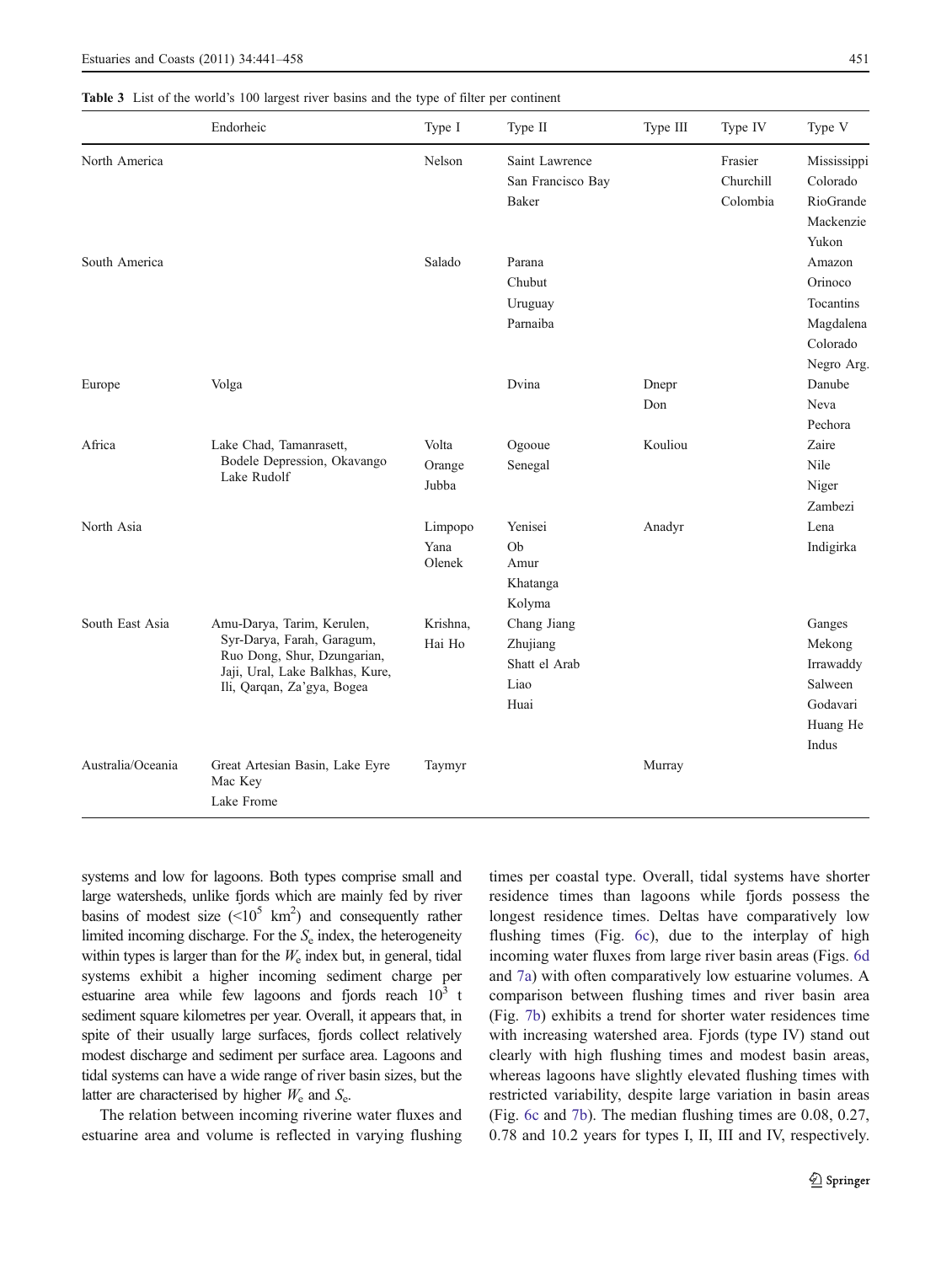**Table 3** List of the world's 100 largest river basins and the type of filter per continent

| | Endorheic | Type I | Type II | Type III | Type IV | Type V |
|---|---|---|---|---|---|---|
| North America | | Nelson | Saint Lawrence<br>San Francisco Bay<br>Baker | | Frasier<br>Churchill<br>Colombia | Mississippi<br>Colorado<br>RioGrande<br>Mackenzie<br>Yukon |
| South America | | Salado | Parana<br>Chubut<br>Uruguay<br>Parnaiba | | | Amazon<br>Orinoco<br>Tocantins<br>Magdalena<br>Colorado<br>Negro Arg. |
| Europe | Volga | | Dvina | Dnepr<br>Don | | Danube<br>Neva<br>Pechora |
| Africa | Lake Chad, Tamanrasett, Bodele Depression, Okavango Lake Rudolf | Volta<br>Orange<br>Jubba | Ogooue<br>Senegal | Kouliou | | Zaire<br>Nile<br>Niger<br>Zambezi |
| North Asia | | Limpopo<br>Yana<br>Olenek | Yenisei<br>Ob<br>Amur<br>Khatanga<br>Kolyma | Anadyr | | Lena<br>Indigirka |
| South East Asia | Amu-Darya, Tarim, Kerulen, Syr-Darya, Farah, Garagum, Ruo Dong, Shur, Dzungarian, Jaji, Ural, Lake Balkhas, Kure, Ili, Qarqan, Za'gya, Bogea | Krishna,<br>Hai Ho | Chang Jiang<br>Zhujiang<br>Shatt el Arab<br>Liao<br>Huai | | | Ganges<br>Mekong<br>Irrawaddy<br>Salween<br>Godavari<br>Huang He<br>Indus |
| Australia/Oceania | Great Artesian Basin, Lake Eyre Mac Key<br>Lake Frome | Taymyr | | Murray | | |

systems and low for lagoons. Both types comprise small and large watersheds, unlike fjords which are mainly fed by river basins of modest size ($<10^5$ km$^2$) and consequently rather limited incoming discharge. For the $S_e$ index, the heterogeneity within types is larger than for the $W_e$ index but, in general, tidal systems exhibit a higher incoming sediment charge per estuarine area while few lagoons and fjords reach $10^3$ t sediment square kilometres per year. Overall, it appears that, in spite of their usually large surfaces, fjords collect relatively modest discharge and sediment per surface area. Lagoons and tidal systems can have a wide range of river basin sizes, but the latter are characterised by higher $W_e$ and $S_e$.

The relation between incoming riverine water fluxes and estuarine area and volume is reflected in varying flushing times per coastal type. Overall, tidal systems have shorter residence times than lagoons while fjords possess the longest residence times. Deltas have comparatively low flushing times (Fig. 6c), due to the interplay of high incoming water fluxes from large river basin areas (Figs. 6d and 7a) with often comparatively low estuarine volumes. A comparison between flushing times and river basin area (Fig. 7b) exhibits a trend for shorter water residences time with increasing watershed area. Fjords (type IV) stand out clearly with high flushing times and modest basin areas, whereas lagoons have slightly elevated flushing times with restricted variability, despite large variation in basin areas (Fig. 6c and 7b). The median flushing times are 0.08, 0.27, 0.78 and 10.2 years for types I, II, III and IV, respectively.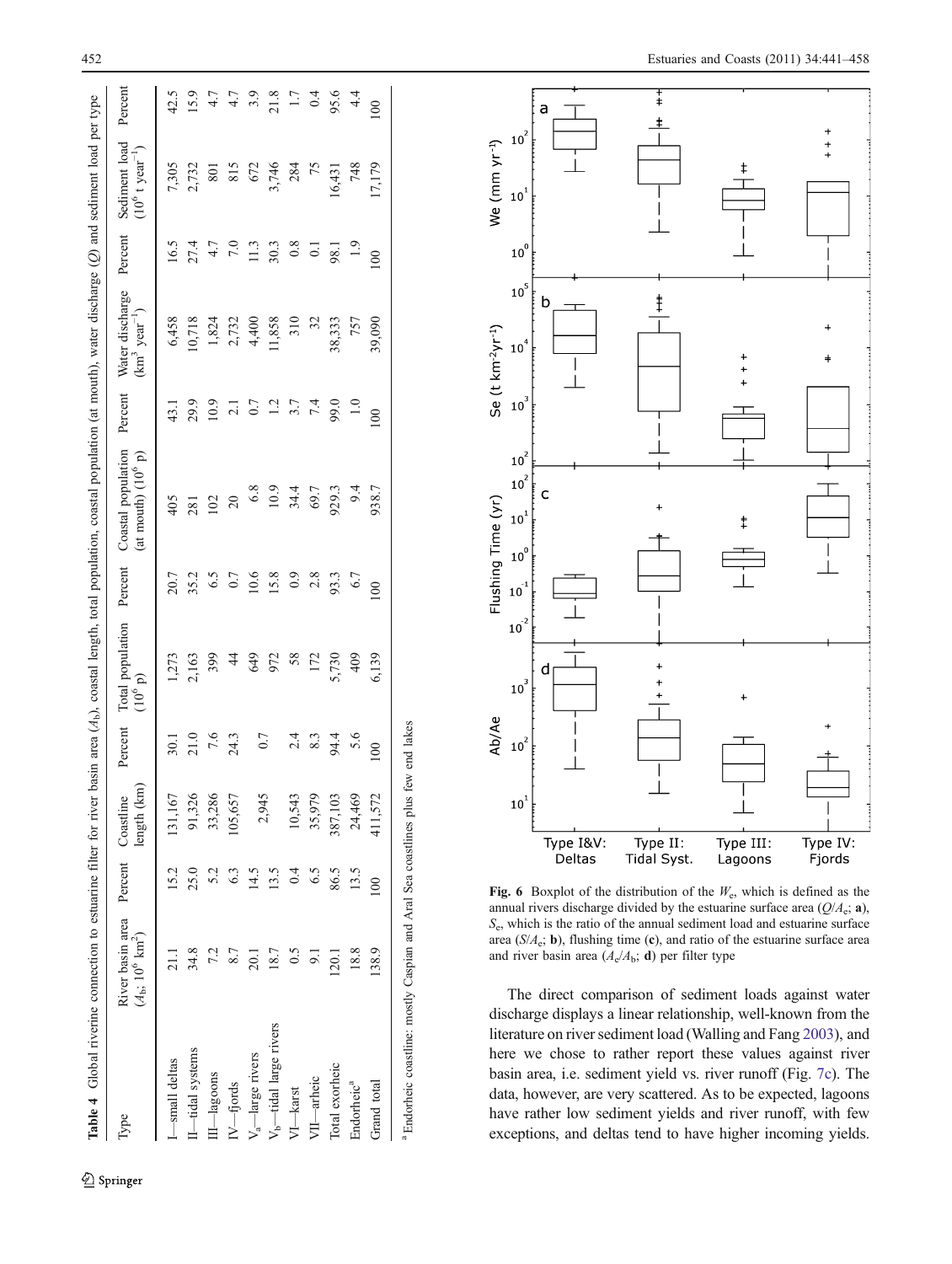**Table 4** Global riverine connection to estuarine filter for river basin area ($A_b$), coastal length, total population, coastal population (at mouth), water discharge ($Q$) and sediment load per type

| Type | River basin area ($A_b$; $10^6$ km$^2$) | Percent | Coastline length (km) | Percent | Total population ($10^6$ p) | Percent | Coastal population (at mouth) ($10^6$ p) | Percent | Water discharge (km$^3$ year$^{-1}$) | Percent | Sediment load ($10^6$ t year$^{-1}$) | Percent |
|---|---|---|---|---|---|---|---|---|---|---|---|---|
| I—small deltas | 21.1 | 15.2 | 131,167 | 30.1 | 1,273 | 20.7 | 405 | 43.1 | 6,458 | 16.5 | 7,305 | 42.5 |
| II—tidal systems | 34.8 | 25.0 | 91,326 | 21.0 | 2,163 | 35.2 | 281 | 29.9 | 10,718 | 27.4 | 2,732 | 15.9 |
| III—lagoons | 7.2 | 5.2 | 33,286 | 7.6 | 399 | 6.5 | 102 | 10.9 | 1,824 | 4.7 | 801 | 4.7 |
| IV—fjords | 8.7 | 6.3 | 105,657 | 24.3 | 44 | 0.7 | 20 | 2.1 | 2,732 | 7.0 | 815 | 4.7 |
| $V_a$—large rivers | 20.1 | 14.5 | 2,945 | 0.7 | 649 | 10.6 | 6.8 | 0.7 | 4,400 | 11.3 | 672 | 3.9 |
| $V_b$—tidal large rivers | 18.7 | 13.5 | | | 972 | 15.8 | 10.9 | 1.2 | 11,858 | 30.3 | 3,746 | 21.8 |
| VI—karst | 0.5 | 0.4 | 10,543 | 2.4 | 58 | 0.9 | 34.4 | 3.7 | 310 | 0.8 | 284 | 1.7 |
| VII—arheic | 9.1 | 6.5 | 35,979 | 8.3 | 172 | 2.8 | 69.7 | 7.4 | 32 | 0.1 | 75 | 0.4 |
| Total exorheic | 120.1 | 86.5 | 387,103 | 94.4 | 5,730 | 93.3 | 929.3 | 99.0 | 38,333 | 98.1 | 16,431 | 95.6 |
| Endorheic[a] | 18.8 | 13.5 | 24,469 | 5.6 | 409 | 6.7 | 9.4 | 1.0 | 757 | 1.9 | 748 | 4.4 |
| Grand total | 138.9 | 100 | 411,572 | 100 | 6,139 | 100 | 938.7 | 100 | 39,090 | 100 | 17,179 | 100 |

[a] Endorheic coastline: mostly Caspian and Aral Sea coastlines plus few end lakes

**Fig. 6** Boxplot of the distribution of the $W_e$, which is defined as the annual rivers discharge divided by the estuarine surface area ($Q/A_e$; **a**), $S_e$, which is the ratio of the annual sediment load and estuarine surface area ($S/A_e$; **b**), flushing time (**c**), and ratio of the estuarine surface area and river basin area ($A_e/A_b$; **d**) per filter type

The direct comparison of sediment loads against water discharge displays a linear relationship, well-known from the literature on river sediment load (Walling and Fang 2003), and here we chose to rather report these values against river basin area, i.e. sediment yield vs. river runoff (Fig. 7c). The data, however, are very scattered. As to be expected, lagoons have rather low sediment yields and river runoff, with few exceptions, and deltas tend to have higher incoming yields.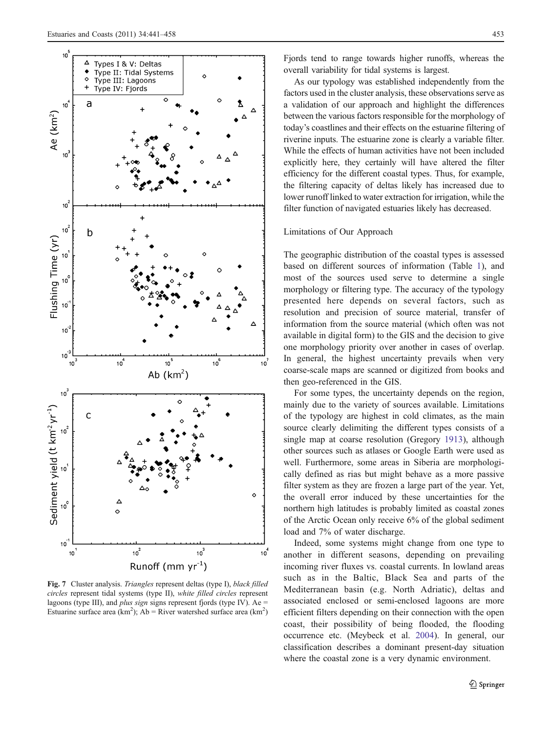Types I & V: Deltas
Type II: Tidal Systems
Type III: Lagoons
Type IV: Fjords

a

Ae (km$^2$)

$10^5$ $10^4$ $10^3$ $10^2$

b

Flushing Time (yr)

$10^2$ $10^1$ $10^0$ $10^{-1}$ $10^{-2}$ $10^{-3}$

$10^3$ $10^4$ $10^5$ $10^6$ $10^7$

Ab (km$^2$)

c

Sediment yield (t km$^{-2}$ yr$^{-1}$)

$10^3$ $10^2$ $10^1$ $10^0$ $10^{-1}$

$10^1$ $10^2$ $10^3$ $10^4$

Runoff (mm yr$^{-1}$)

**Fig. 7** Cluster analysis. *Triangles* represent deltas (type I), *black filled circles* represent tidal systems (type II), *white filled circles* represent lagoons (type III), and *plus sign* signs represent fjords (type IV). Ae = Estuarine surface area (km$^2$); Ab = River watershed surface area (km$^2$)

Fjords tend to range towards higher runoffs, whereas the overall variability for tidal systems is largest.

As our typology was established independently from the factors used in the cluster analysis, these observations serve as a validation of our approach and highlight the differences between the various factors responsible for the morphology of today's coastlines and their effects on the estuarine filtering of riverine inputs. The estuarine zone is clearly a variable filter. While the effects of human activities have not been included explicitly here, they certainly will have altered the filter efficiency for the different coastal types. Thus, for example, the filtering capacity of deltas likely has increased due to lower runoff linked to water extraction for irrigation, while the filter function of navigated estuaries likely has decreased.

## Limitations of Our Approach

The geographic distribution of the coastal types is assessed based on different sources of information (Table 1), and most of the sources used serve to determine a single morphology or filtering type. The accuracy of the typology presented here depends on several factors, such as resolution and precision of source material, transfer of information from the source material (which often was not available in digital form) to the GIS and the decision to give one morphology priority over another in cases of overlap. In general, the highest uncertainty prevails when very coarse-scale maps are scanned or digitized from books and then geo-referenced in the GIS.

For some types, the uncertainty depends on the region, mainly due to the variety of sources available. Limitations of the typology are highest in cold climates, as the main source clearly delimiting the different types consists of a single map at coarse resolution (Gregory 1913), although other sources such as atlases or Google Earth were used as well. Furthermore, some areas in Siberia are morphologically defined as rias but might behave as a more passive filter system as they are frozen a large part of the year. Yet, the overall error induced by these uncertainties for the northern high latitudes is probably limited as coastal zones of the Arctic Ocean only receive 6% of the global sediment load and 7% of water discharge.

Indeed, some systems might change from one type to another in different seasons, depending on prevailing incoming river fluxes vs. coastal currents. In lowland areas such as in the Baltic, Black Sea and parts of the Mediterranean basin (e.g. North Adriatic), deltas and associated enclosed or semi-enclosed lagoons are more efficient filters depending on their connection with the open coast, their possibility of being flooded, the flooding occurrence etc. (Meybeck et al. 2004). In general, our classification describes a dominant present-day situation where the coastal zone is a very dynamic environment.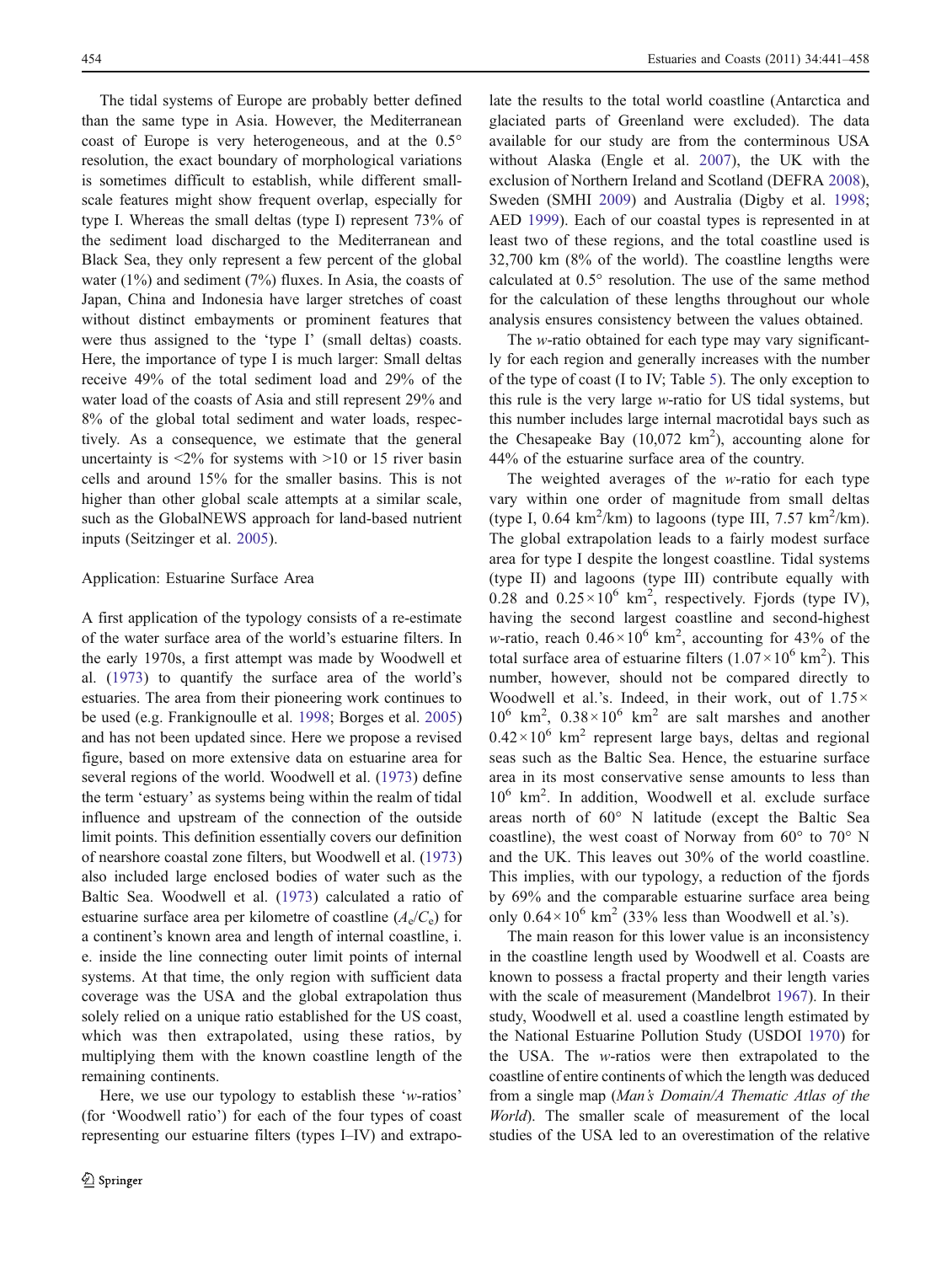The tidal systems of Europe are probably better defined than the same type in Asia. However, the Mediterranean coast of Europe is very heterogeneous, and at the 0.5° resolution, the exact boundary of morphological variations is sometimes difficult to establish, while different small-scale features might show frequent overlap, especially for type I. Whereas the small deltas (type I) represent 73% of the sediment load discharged to the Mediterranean and Black Sea, they only represent a few percent of the global water (1%) and sediment (7%) fluxes. In Asia, the coasts of Japan, China and Indonesia have larger stretches of coast without distinct embayments or prominent features that were thus assigned to the 'type I' (small deltas) coasts. Here, the importance of type I is much larger: Small deltas receive 49% of the total sediment load and 29% of the water load of the coasts of Asia and still represent 29% and 8% of the global total sediment and water loads, respectively. As a consequence, we estimate that the general uncertainty is <2% for systems with >10 or 15 river basin cells and around 15% for the smaller basins. This is not higher than other global scale attempts at a similar scale, such as the GlobalNEWS approach for land-based nutrient inputs (Seitzinger et al. 2005).

## Application: Estuarine Surface Area

A first application of the typology consists of a re-estimate of the water surface area of the world's estuarine filters. In the early 1970s, a first attempt was made by Woodwell et al. (1973) to quantify the surface area of the world's estuaries. The area from their pioneering work continues to be used (e.g. Frankignoulle et al. 1998; Borges et al. 2005) and has not been updated since. Here we propose a revised figure, based on more extensive data on estuarine area for several regions of the world. Woodwell et al. (1973) define the term 'estuary' as systems being within the realm of tidal influence and upstream of the connection of the outside limit points. This definition essentially covers our definition of nearshore coastal zone filters, but Woodwell et al. (1973) also included large enclosed bodies of water such as the Baltic Sea. Woodwell et al. (1973) calculated a ratio of estuarine surface area per kilometre of coastline ($A_e/C_e$) for a continent's known area and length of internal coastline, i.e. inside the line connecting outer limit points of internal systems. At that time, the only region with sufficient data coverage was the USA and the global extrapolation thus solely relied on a unique ratio established for the US coast, which was then extrapolated, using these ratios, by multiplying them with the known coastline length of the remaining continents.

Here, we use our typology to establish these '*w*-ratios' (for 'Woodwell ratio') for each of the four types of coast representing our estuarine filters (types I–IV) and extrapolate the results to the total world coastline (Antarctica and glaciated parts of Greenland were excluded). The data available for our study are from the conterminous USA without Alaska (Engle et al. 2007), the UK with the exclusion of Northern Ireland and Scotland (DEFRA 2008), Sweden (SMHI 2009) and Australia (Digby et al. 1998; AED 1999). Each of our coastal types is represented in at least two of these regions, and the total coastline used is 32,700 km (8% of the world). The coastline lengths were calculated at 0.5° resolution. The use of the same method for the calculation of these lengths throughout our whole analysis ensures consistency between the values obtained.

The *w*-ratio obtained for each type may vary significantly for each region and generally increases with the number of the type of coast (I to IV; Table 5). The only exception to this rule is the very large *w*-ratio for US tidal systems, but this number includes large internal macrotidal bays such as the Chesapeake Bay (10,072 km$^2$), accounting alone for 44% of the estuarine surface area of the country.

The weighted averages of the *w*-ratio for each type vary within one order of magnitude from small deltas (type I, 0.64 km$^2$/km) to lagoons (type III, 7.57 km$^2$/km). The global extrapolation leads to a fairly modest surface area for type I despite the longest coastline. Tidal systems (type II) and lagoons (type III) contribute equally with 0.28 and $0.25\times10^6$ km$^2$, respectively. Fjords (type IV), having the second largest coastline and second-highest *w*-ratio, reach $0.46\times10^6$ km$^2$, accounting for 43% of the total surface area of estuarine filters ($1.07\times10^6$ km$^2$). This number, however, should not be compared directly to Woodwell et al.'s. Indeed, in their work, out of $1.75\times10^6$ km$^2$, $0.38\times10^6$ km$^2$ are salt marshes and another $0.42\times10^6$ km$^2$ represent large bays, deltas and regional seas such as the Baltic Sea. Hence, the estuarine surface area in its most conservative sense amounts to less than $10^6$ km$^2$. In addition, Woodwell et al. exclude surface areas north of 60° N latitude (except the Baltic Sea coastline), the west coast of Norway from 60° to 70° N and the UK. This leaves out 30% of the world coastline. This implies, with our typology, a reduction of the fjords by 69% and the comparable estuarine surface area being only $0.64\times10^6$ km$^2$ (33% less than Woodwell et al.'s).

The main reason for this lower value is an inconsistency in the coastline length used by Woodwell et al. Coasts are known to possess a fractal property and their length varies with the scale of measurement (Mandelbrot 1967). In their study, Woodwell et al. used a coastline length estimated by the National Estuarine Pollution Study (USDOI 1970) for the USA. The *w*-ratios were then extrapolated to the coastline of entire continents of which the length was deduced from a single map (*Man's Domain/A Thematic Atlas of the World*). The smaller scale of measurement of the local studies of the USA led to an overestimation of the relative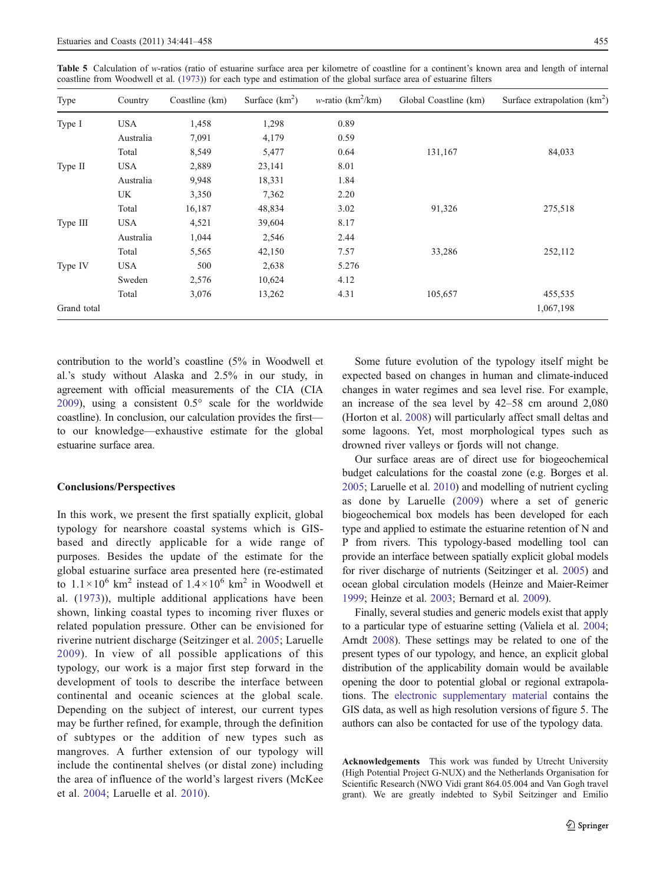Table 5 Calculation of *w*-ratios (ratio of estuarine surface area per kilometre of coastline for a continent's known area and length of internal coastline from Woodwell et al. (1973)) for each type and estimation of the global surface area of estuarine filters

| Type | Country | Coastline (km) | Surface ($km^2$) | *w*-ratio ($km^2$/km) | Global Coastline (km) | Surface extrapolation ($km^2$) |
|---|---|---|---|---|---|---|
| Type I | USA | 1,458 | 1,298 | 0.89 | | |
| | Australia | 7,091 | 4,179 | 0.59 | | |
| | Total | 8,549 | 5,477 | 0.64 | 131,167 | 84,033 |
| Type II | USA | 2,889 | 23,141 | 8.01 | | |
| | Australia | 9,948 | 18,331 | 1.84 | | |
| | UK | 3,350 | 7,362 | 2.20 | | |
| | Total | 16,187 | 48,834 | 3.02 | 91,326 | 275,518 |
| Type III | USA | 4,521 | 39,604 | 8.17 | | |
| | Australia | 1,044 | 2,546 | 2.44 | | |
| | Total | 5,565 | 42,150 | 7.57 | 33,286 | 252,112 |
| Type IV | USA | 500 | 2,638 | 5.276 | | |
| | Sweden | 2,576 | 10,624 | 4.12 | | |
| | Total | 3,076 | 13,262 | 4.31 | 105,657 | 455,535 |
| Grand total | | | | | | 1,067,198 |

contribution to the world's coastline (5% in Woodwell et al.'s study without Alaska and 2.5% in our study, in agreement with official measurements of the CIA (CIA 2009), using a consistent 0.5° scale for the worldwide coastline). In conclusion, our calculation provides the first—to our knowledge—exhaustive estimate for the global estuarine surface area.

## Conclusions/Perspectives

In this work, we present the first spatially explicit, global typology for nearshore coastal systems which is GIS-based and directly applicable for a wide range of purposes. Besides the update of the estimate for the global estuarine surface area presented here (re-estimated to $1.1 \times 10^6$ $km^2$ instead of $1.4 \times 10^6$ $km^2$ in Woodwell et al. (1973)), multiple additional applications have been shown, linking coastal types to incoming river fluxes or related population pressure. Other can be envisioned for riverine nutrient discharge (Seitzinger et al. 2005; Laruelle 2009). In view of all possible applications of this typology, our work is a major first step forward in the development of tools to describe the interface between continental and oceanic sciences at the global scale. Depending on the subject of interest, our current types may be further refined, for example, through the definition of subtypes or the addition of new types such as mangroves. A further extension of our typology will include the continental shelves (or distal zone) including the area of influence of the world's largest rivers (McKee et al. 2004; Laruelle et al. 2010).

Some future evolution of the typology itself might be expected based on changes in human and climate-induced changes in water regimes and sea level rise. For example, an increase of the sea level by 42–58 cm around 2,080 (Horton et al. 2008) will particularly affect small deltas and some lagoons. Yet, most morphological types such as drowned river valleys or fjords will not change.

Our surface areas are of direct use for biogeochemical budget calculations for the coastal zone (e.g. Borges et al. 2005; Laruelle et al. 2010) and modelling of nutrient cycling as done by Laruelle (2009) where a set of generic biogeochemical box models has been developed for each type and applied to estimate the estuarine retention of N and P from rivers. This typology-based modelling tool can provide an interface between spatially explicit global models for river discharge of nutrients (Seitzinger et al. 2005) and ocean global circulation models (Heinze and Maier-Reimer 1999; Heinze et al. 2003; Bernard et al. 2009).

Finally, several studies and generic models exist that apply to a particular type of estuarine setting (Valiela et al. 2004; Arndt 2008). These settings may be related to one of the present types of our typology, and hence, an explicit global distribution of the applicability domain would be available opening the door to potential global or regional extrapolations. The electronic supplementary material contains the GIS data, as well as high resolution versions of figure 5. The authors can also be contacted for use of the typology data.

**Acknowledgements** This work was funded by Utrecht University (High Potential Project G-NUX) and the Netherlands Organisation for Scientific Research (NWO Vidi grant 864.05.004 and Van Gogh travel grant). We are greatly indebted to Sybil Seitzinger and Emilio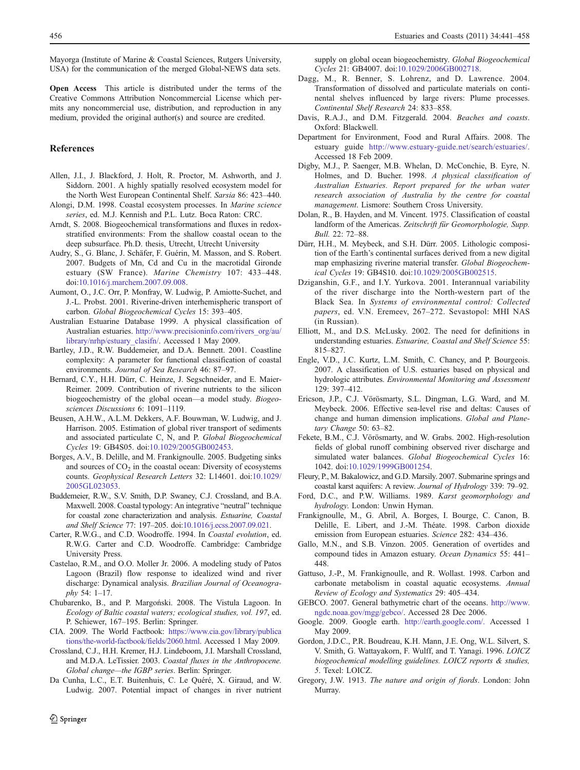Mayorga (Institute of Marine & Coastal Sciences, Rutgers University, USA) for the communication of the merged Global-NEWS data sets.

**Open Access** This article is distributed under the terms of the Creative Commons Attribution Noncommercial License which permits any noncommercial use, distribution, and reproduction in any medium, provided the original author(s) and source are credited.

## References

Allen, J.I., J. Blackford, J. Holt, R. Proctor, M. Ashworth, and J. Siddorn. 2001. A highly spatially resolved ecosystem model for the North West European Continental Shelf. *Sarsia* 86: 423–440.

Alongi, D.M. 1998. Coastal ecosystem processes. In *Marine science series*, ed. M.J. Kennish and P.L. Lutz. Boca Raton: CRC.

Arndt, S. 2008. Biogeochemical transformations and fluxes in redox-stratified environments: From the shallow coastal ocean to the deep subsurface. Ph.D. thesis, Utrecht, Utrecht University

Audry, S., G. Blanc, J. Schäfer, F. Guérin, M. Masson, and S. Robert. 2007. Budgets of Mn, Cd and Cu in the macrotidal Gironde estuary (SW France). *Marine Chemistry* 107: 433–448. doi:10.1016/j.marchem.2007.09.008.

Aumont, O., J.C. Orr, P. Monfray, W. Ludwig, P. Amiotte-Suchet, and J.-L. Probst. 2001. Riverine-driven interhemispheric transport of carbon. *Global Biogeochemical Cycles* 15: 393–405.

Australian Estuarine Database 1999. A physical classification of Australian estuaries. http://www.precisioninfo.com/rivers_org/au/library/nrhp/estuary_clasifn/. Accessed 1 May 2009.

Bartley, J.D., R.W. Buddemeier, and D.A. Bennett. 2001. Coastline complexity: A parameter for functional classification of coastal environments. *Journal of Sea Research* 46: 87–97.

Bernard, C.Y., H.H. Dürr, C. Heinze, J. Segschneider, and E. Maier-Reimer. 2009. Contribution of riverine nutrients to the silicon biogeochemistry of the global ocean—a model study. *Biogeosciences Discussions* 6: 1091–1119.

Beusen, A.H.W., A.L.M. Dekkers, A.F. Bouwman, W. Ludwig, and J. Harrison. 2005. Estimation of global river transport of sediments and associated particulate C, N, and P. *Global Biogeochemical Cycles* 19: GB4S05. doi:10.1029/2005GB002453.

Borges, A.V., B. Delille, and M. Frankignoulle. 2005. Budgeting sinks and sources of $CO_2$ in the coastal ocean: Diversity of ecosystems counts. *Geophysical Research Letters* 32: L14601. doi:10.1029/2005GL023053.

Buddemeier, R.W., S.V. Smith, D.P. Swaney, C.J. Crossland, and B.A. Maxwell. 2008. Coastal typology: An integrative "neutral" technique for coastal zone characterization and analysis. *Estuarine, Coastal and Shelf Science* 77: 197–205. doi:10.1016/j.ecss.2007.09.021.

Carter, R.W.G., and C.D. Woodroffe. 1994. In *Coastal evolution*, ed. R.W.G. Carter and C.D. Woodroffe. Cambridge: Cambridge University Press.

Castelao, R.M., and O.O. Moller Jr. 2006. A modeling study of Patos Lagoon (Brazil) flow response to idealized wind and river discharge: Dynamical analysis. *Brazilian Journal of Oceanography* 54: 1–17.

Chubarenko, B., and P. Margoński. 2008. The Vistula Lagoon. In *Ecology of Baltic coastal waters; ecological studies, vol. 197*, ed. P. Schiewer, 167–195. Berlin: Springer.

CIA. 2009. The World Factbook: https://www.cia.gov/library/publications/the-world-factbook/fields/2060.html. Accessed 1 May 2009.

Crossland, C.J., H.H. Kremer, H.J. Lindeboom, J.I. Marshall Crossland, and M.D.A. LeTissier. 2003. *Coastal fluxes in the Anthropocene. Global change—the IGBP series*. Berlin: Springer.

Da Cunha, L.C., E.T. Buitenhuis, C. Le Quéré, X. Giraud, and W. Ludwig. 2007. Potential impact of changes in river nutrient supply on global ocean biogeochemistry. *Global Biogeochemical Cycles* 21: GB4007. doi:10.1029/2006GB002718.

Dagg, M., R. Benner, S. Lohrenz, and D. Lawrence. 2004. Transformation of dissolved and particulate materials on continental shelves influenced by large rivers: Plume processes. *Continental Shelf Research* 24: 833–858.

Davis, R.A.J., and D.M. Fitzgerald. 2004. *Beaches and coasts*. Oxford: Blackwell.

Department for Environment, Food and Rural Affairs. 2008. The estuary guide http://www.estuary-guide.net/search/estuaries/. Accessed 18 Feb 2009.

Digby, M.J., P. Saenger, M.B. Whelan, D. McConchie, B. Eyre, N. Holmes, and D. Bucher. 1998. *A physical classification of Australian Estuaries. Report prepared for the urban water research association of Australia by the centre for coastal management*. Lismore: Southern Cross University.

Dolan, R., B. Hayden, and M. Vincent. 1975. Classification of coastal landform of the Americas. *Zeitschrift für Geomorphologie, Supp. Bull.* 22: 72–88.

Dürr, H.H., M. Meybeck, and S.H. Dürr. 2005. Lithologic composition of the Earth's continental surfaces derived from a new digital map emphasizing riverine material transfer. *Global Biogeochemical Cycles* 19: GB4S10. doi:10.1029/2005GB002515.

Dziganshin, G.F., and I.Y. Yurkova. 2001. Interannual variability of the river discharge into the North-western part of the Black Sea. In *Systems of environmental control: Collected papers*, ed. V.N. Eremeev, 267–272. Sevastopol: MHI NAS (in Russian).

Elliott, M., and D.S. McLusky. 2002. The need for definitions in understanding estuaries. *Estuarine, Coastal and Shelf Science* 55: 815–827.

Engle, V.D., J.C. Kurtz, L.M. Smith, C. Chancy, and P. Bourgeois. 2007. A classification of U.S. estuaries based on physical and hydrologic attributes. *Environmental Monitoring and Assessment* 129: 397–412.

Ericson, J.P., C.J. Vörösmarty, S.L. Dingman, L.G. Ward, and M. Meybeck. 2006. Effective sea-level rise and deltas: Causes of change and human dimension implications. *Global and Planetary Change* 50: 63–82.

Fekete, B.M., C.J. Vörösmarty, and W. Grabs. 2002. High-resolution fields of global runoff combining observed river discharge and simulated water balances. *Global Biogeochemical Cycles* 16: 1042. doi:10.1029/1999GB001254.

Fleury, P., M. Bakalowicz, and G.D. Marsily. 2007. Submarine springs and coastal karst aquifers: A review. *Journal of Hydrology* 339: 79–92.

Ford, D.C., and P.W. Williams. 1989. *Karst geomorphology and hydrology*. London: Unwin Hyman.

Frankignoulle, M., G. Abril, A. Borges, I. Bourge, C. Canon, B. Delille, E. Libert, and J.-M. Théate. 1998. Carbon dioxide emission from European estuaries. *Science* 282: 434–436.

Gallo, M.N., and S.B. Vinzon. 2005. Generation of overtides and compound tides in Amazon estuary. *Ocean Dynamics* 55: 441–448.

Gattuso, J.-P., M. Frankignoulle, and R. Wollast. 1998. Carbon and carbonate metabolism in coastal aquatic ecosystems. *Annual Review of Ecology and Systematics* 29: 405–434.

GEBCO. 2007. General bathymetric chart of the oceans. http://www.ngdc.noaa.gov/mgg/gebco/. Accessed 28 Dec 2006.

Google. 2009. Google earth. http://earth.google.com/. Accessed 1 May 2009.

Gordon, J.D.C., P.R. Boudreau, K.H. Mann, J.E. Ong, W.L. Silvert, S. V. Smith, G. Wattayakorn, F. Wulff, and T. Yanagi. 1996. *LOICZ biogeochemical modelling guidelines. LOICZ reports & studies, 5*. Texel: LOICZ.

Gregory, J.W. 1913. *The nature and origin of fiords*. London: John Murray.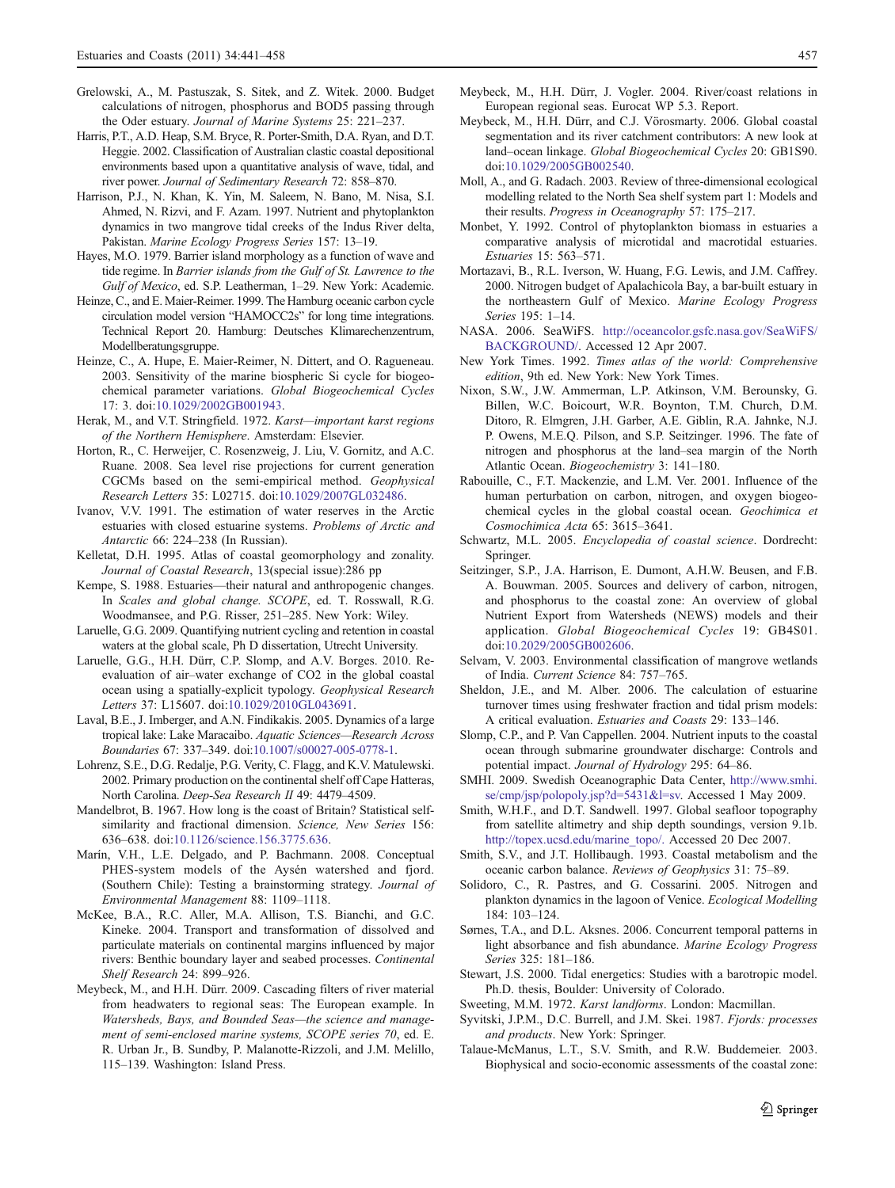Grelowski, A., M. Pastuszak, S. Sitek, and Z. Witek. 2000. Budget calculations of nitrogen, phosphorus and BOD5 passing through the Oder estuary. *Journal of Marine Systems* 25: 221–237.

Harris, P.T., A.D. Heap, S.M. Bryce, R. Porter-Smith, D.A. Ryan, and D.T. Heggie. 2002. Classification of Australian clastic coastal depositional environments based upon a quantitative analysis of wave, tidal, and river power. *Journal of Sedimentary Research* 72: 858–870.

Harrison, P.J., N. Khan, K. Yin, M. Saleem, N. Bano, M. Nisa, S.I. Ahmed, N. Rizvi, and F. Azam. 1997. Nutrient and phytoplankton dynamics in two mangrove tidal creeks of the Indus River delta, Pakistan. *Marine Ecology Progress Series* 157: 13–19.

Hayes, M.O. 1979. Barrier island morphology as a function of wave and tide regime. In *Barrier islands from the Gulf of St. Lawrence to the Gulf of Mexico*, ed. S.P. Leatherman, 1–29. New York: Academic.

Heinze, C., and E. Maier-Reimer. 1999. The Hamburg oceanic carbon cycle circulation model version "HAMOCC2s" for long time integrations. Technical Report 20. Hamburg: Deutsches Klimarechenzentrum, Modellberatungsgruppe.

Heinze, C., A. Hupe, E. Maier-Reimer, N. Dittert, and O. Ragueneau. 2003. Sensitivity of the marine biospheric Si cycle for biogeochemical parameter variations. *Global Biogeochemical Cycles* 17: 3. doi:10.1029/2002GB001943.

Herak, M., and V.T. Stringfield. 1972. *Karst—important karst regions of the Northern Hemisphere*. Amsterdam: Elsevier.

Horton, R., C. Herweijer, C. Rosenzweig, J. Liu, V. Gornitz, and A.C. Ruane. 2008. Sea level rise projections for current generation CGCMs based on the semi-empirical method. *Geophysical Research Letters* 35: L02715. doi:10.1029/2007GL032486.

Ivanov, V.V. 1991. The estimation of water reserves in the Arctic estuaries with closed estuarine systems. *Problems of Arctic and Antarctic* 66: 224–238 (In Russian).

Kelletat, D.H. 1995. Atlas of coastal geomorphology and zonality. *Journal of Coastal Research*, 13(special issue):286 pp

Kempe, S. 1988. Estuaries—their natural and anthropogenic changes. In *Scales and global change. SCOPE*, ed. T. Rosswall, R.G. Woodmansee, and P.G. Risser, 251–285. New York: Wiley.

Laruelle, G.G. 2009. Quantifying nutrient cycling and retention in coastal waters at the global scale, Ph D dissertation, Utrecht University.

Laruelle, G.G., H.H. Dürr, C.P. Slomp, and A.V. Borges. 2010. Re-evaluation of air–water exchange of CO2 in the global coastal ocean using a spatially-explicit typology. *Geophysical Research Letters* 37: L15607. doi:10.1029/2010GL043691.

Laval, B.E., J. Imberger, and A.N. Findikakis. 2005. Dynamics of a large tropical lake: Lake Maracaibo. *Aquatic Sciences—Research Across Boundaries* 67: 337–349. doi:10.1007/s00027-005-0778-1.

Lohrenz, S.E., D.G. Redalje, P.G. Verity, C. Flagg, and K.V. Matulewski. 2002. Primary production on the continental shelf off Cape Hatteras, North Carolina. *Deep-Sea Research II* 49: 4479–4509.

Mandelbrot, B. 1967. How long is the coast of Britain? Statistical self-similarity and fractional dimension. *Science, New Series* 156: 636–638. doi:10.1126/science.156.3775.636.

Marín, V.H., L.E. Delgado, and P. Bachmann. 2008. Conceptual PHES-system models of the Aysén watershed and fjord. (Southern Chile): Testing a brainstorming strategy. *Journal of Environmental Management* 88: 1109–1118.

McKee, B.A., R.C. Aller, M.A. Allison, T.S. Bianchi, and G.C. Kineke. 2004. Transport and transformation of dissolved and particulate materials on continental margins influenced by major rivers: Benthic boundary layer and seabed processes. *Continental Shelf Research* 24: 899–926.

Meybeck, M., and H.H. Dürr. 2009. Cascading filters of river material from headwaters to regional seas: The European example. In *Watersheds, Bays, and Bounded Seas—the science and management of semi-enclosed marine systems, SCOPE series 70*, ed. E. R. Urban Jr., B. Sundby, P. Malanotte-Rizzoli, and J.M. Melillo, 115–139. Washington: Island Press.

Meybeck, M., H.H. Dürr, J. Vogler. 2004. River/coast relations in European regional seas. Eurocat WP 5.3. Report.

Meybeck, M., H.H. Dürr, and C.J. Vörosmarty. 2006. Global coastal segmentation and its river catchment contributors: A new look at land–ocean linkage. *Global Biogeochemical Cycles* 20: GB1S90. doi:10.1029/2005GB002540.

Moll, A., and G. Radach. 2003. Review of three-dimensional ecological modelling related to the North Sea shelf system part 1: Models and their results. *Progress in Oceanography* 57: 175–217.

Monbet, Y. 1992. Control of phytoplankton biomass in estuaries a comparative analysis of microtidal and macrotidal estuaries. *Estuaries* 15: 563–571.

Mortazavi, B., R.L. Iverson, W. Huang, F.G. Lewis, and J.M. Caffrey. 2000. Nitrogen budget of Apalachicola Bay, a bar-built estuary in the northeastern Gulf of Mexico. *Marine Ecology Progress Series* 195: 1–14.

NASA. 2006. SeaWiFS. http://oceancolor.gsfc.nasa.gov/SeaWiFS/BACKGROUND/. Accessed 12 Apr 2007.

New York Times. 1992. *Times atlas of the world: Comprehensive edition*, 9th ed. New York: New York Times.

Nixon, S.W., J.W. Ammerman, L.P. Atkinson, V.M. Berounsky, G. Billen, W.C. Boicourt, W.R. Boynton, T.M. Church, D.M. Ditoro, R. Elmgren, J.H. Garber, A.E. Giblin, R.A. Jahnke, N.J. P. Owens, M.E.Q. Pilson, and S.P. Seitzinger. 1996. The fate of nitrogen and phosphorus at the land–sea margin of the North Atlantic Ocean. *Biogeochemistry* 3: 141–180.

Rabouille, C., F.T. Mackenzie, and L.M. Ver. 2001. Influence of the human perturbation on carbon, nitrogen, and oxygen biogeochemical cycles in the global coastal ocean. *Geochimica et Cosmochimica Acta* 65: 3615–3641.

Schwartz, M.L. 2005. *Encyclopedia of coastal science*. Dordrecht: Springer.

Seitzinger, S.P., J.A. Harrison, E. Dumont, A.H.W. Beusen, and F.B. A. Bouwman. 2005. Sources and delivery of carbon, nitrogen, and phosphorus to the coastal zone: An overview of global Nutrient Export from Watersheds (NEWS) models and their application. *Global Biogeochemical Cycles* 19: GB4S01. doi:10.2029/2005GB002606.

Selvam, V. 2003. Environmental classification of mangrove wetlands of India. *Current Science* 84: 757–765.

Sheldon, J.E., and M. Alber. 2006. The calculation of estuarine turnover times using freshwater fraction and tidal prism models: A critical evaluation. *Estuaries and Coasts* 29: 133–146.

Slomp, C.P., and P. Van Cappellen. 2004. Nutrient inputs to the coastal ocean through submarine groundwater discharge: Controls and potential impact. *Journal of Hydrology* 295: 64–86.

SMHI. 2009. Swedish Oceanographic Data Center, http://www.smhi.se/cmp/jsp/polopoly.jsp?d=5431&l=sv. Accessed 1 May 2009.

Smith, W.H.F., and D.T. Sandwell. 1997. Global seafloor topography from satellite altimetry and ship depth soundings, version 9.1b. http://topex.ucsd.edu/marine_topo/. Accessed 20 Dec 2007.

Smith, S.V., and J.T. Hollibaugh. 1993. Coastal metabolism and the oceanic carbon balance. *Reviews of Geophysics* 31: 75–89.

Solidoro, C., R. Pastres, and G. Cossarini. 2005. Nitrogen and plankton dynamics in the lagoon of Venice. *Ecological Modelling* 184: 103–124.

Sørnes, T.A., and D.L. Aksnes. 2006. Concurrent temporal patterns in light absorbance and fish abundance. *Marine Ecology Progress Series* 325: 181–186.

Stewart, J.S. 2000. Tidal energetics: Studies with a barotropic model. Ph.D. thesis, Boulder: University of Colorado.

Sweeting, M.M. 1972. *Karst landforms*. London: Macmillan.

Syvitski, J.P.M., D.C. Burrell, and J.M. Skei. 1987. *Fjords: processes and products*. New York: Springer.

Talaue-McManus, L.T., S.V. Smith, and R.W. Buddemeier. 2003. Biophysical and socio-economic assessments of the coastal zone: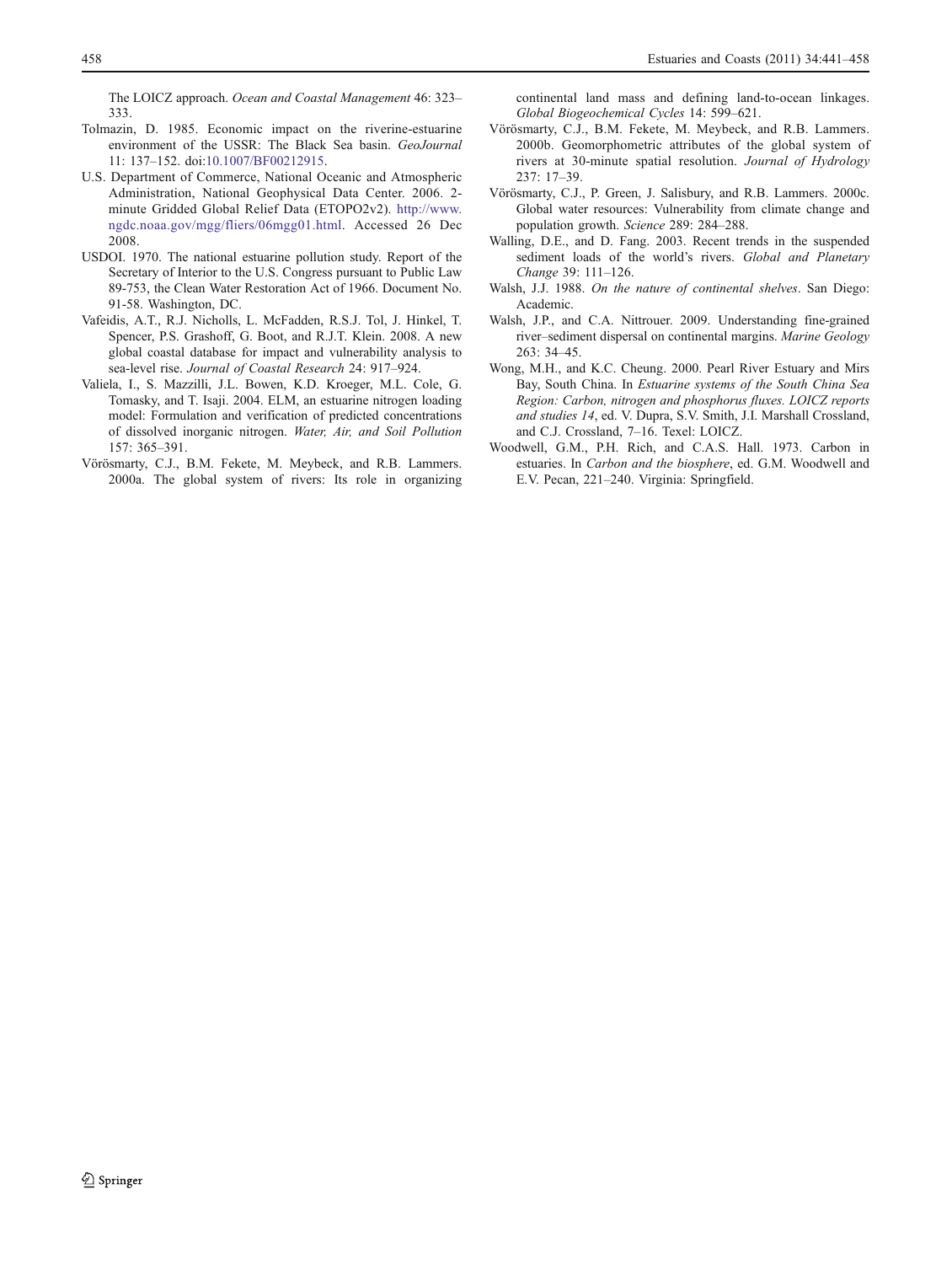The LOICZ approach. *Ocean and Coastal Management* 46: 323–333.

Tolmazin, D. 1985. Economic impact on the riverine-estuarine environment of the USSR: The Black Sea basin. *GeoJournal* 11: 137–152. doi:10.1007/BF00212915.

U.S. Department of Commerce, National Oceanic and Atmospheric Administration, National Geophysical Data Center. 2006. 2-minute Gridded Global Relief Data (ETOPO2v2). http://www.ngdc.noaa.gov/mgg/fliers/06mgg01.html. Accessed 26 Dec 2008.

USDOI. 1970. The national estuarine pollution study. Report of the Secretary of Interior to the U.S. Congress pursuant to Public Law 89-753, the Clean Water Restoration Act of 1966. Document No. 91-58. Washington, DC.

Vafeidis, A.T., R.J. Nicholls, L. McFadden, R.S.J. Tol, J. Hinkel, T. Spencer, P.S. Grashoff, G. Boot, and R.J.T. Klein. 2008. A new global coastal database for impact and vulnerability analysis to sea-level rise. *Journal of Coastal Research* 24: 917–924.

Valiela, I., S. Mazzilli, J.L. Bowen, K.D. Kroeger, M.L. Cole, G. Tomasky, and T. Isaji. 2004. ELM, an estuarine nitrogen loading model: Formulation and verification of predicted concentrations of dissolved inorganic nitrogen. *Water, Air, and Soil Pollution* 157: 365–391.

Vörösmarty, C.J., B.M. Fekete, M. Meybeck, and R.B. Lammers. 2000a. The global system of rivers: Its role in organizing continental land mass and defining land-to-ocean linkages. *Global Biogeochemical Cycles* 14: 599–621.

Vörösmarty, C.J., B.M. Fekete, M. Meybeck, and R.B. Lammers. 2000b. Geomorphometric attributes of the global system of rivers at 30-minute spatial resolution. *Journal of Hydrology* 237: 17–39.

Vörösmarty, C.J., P. Green, J. Salisbury, and R.B. Lammers. 2000c. Global water resources: Vulnerability from climate change and population growth. *Science* 289: 284–288.

Walling, D.E., and D. Fang. 2003. Recent trends in the suspended sediment loads of the world's rivers. *Global and Planetary Change* 39: 111–126.

Walsh, J.J. 1988. *On the nature of continental shelves*. San Diego: Academic.

Walsh, J.P., and C.A. Nittrouer. 2009. Understanding fine-grained river–sediment dispersal on continental margins. *Marine Geology* 263: 34–45.

Wong, M.H., and K.C. Cheung. 2000. Pearl River Estuary and Mirs Bay, South China. In *Estuarine systems of the South China Sea Region: Carbon, nitrogen and phosphorus fluxes. LOICZ reports and studies 14*, ed. V. Dupra, S.V. Smith, J.I. Marshall Crossland, and C.J. Crossland, 7–16. Texel: LOICZ.

Woodwell, G.M., P.H. Rich, and C.A.S. Hall. 1973. Carbon in estuaries. In *Carbon and the biosphere*, ed. G.M. Woodwell and E.V. Pecan, 221–240. Virginia: Springfield.